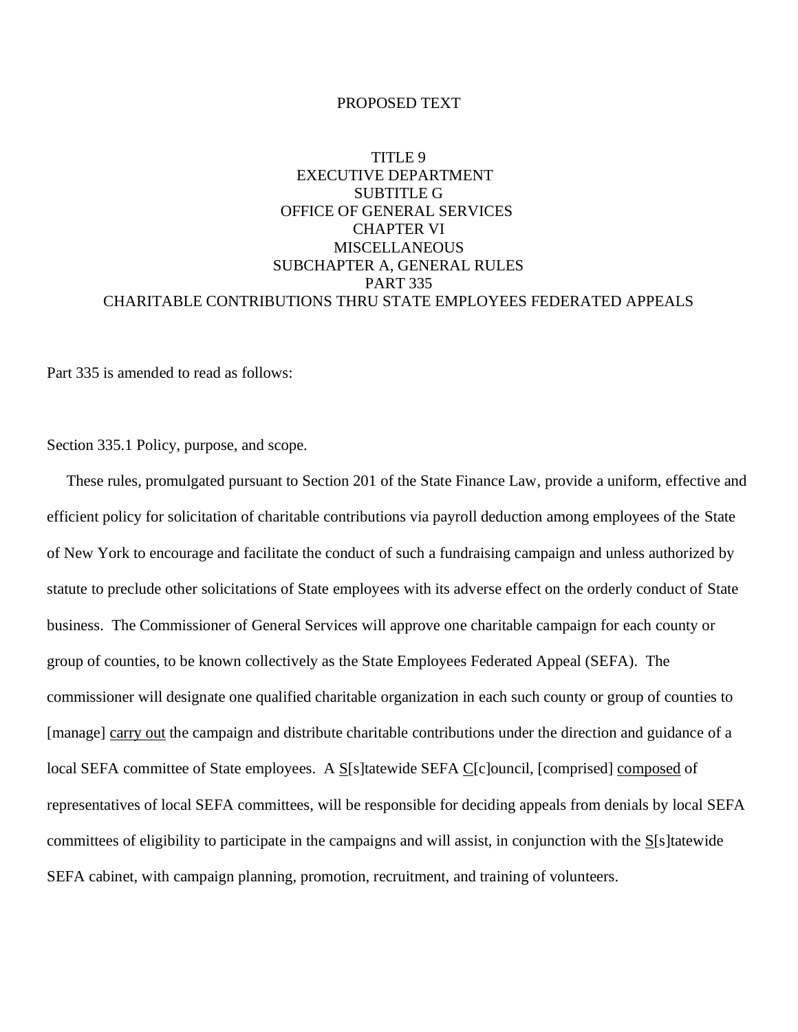PROPOSED TEXT

TITLE 9
EXECUTIVE DEPARTMENT
SUBTITLE G
OFFICE OF GENERAL SERVICES
CHAPTER VI
MISCELLANEOUS
SUBCHAPTER A, GENERAL RULES
PART 335
CHARITABLE CONTRIBUTIONS THRU STATE EMPLOYEES FEDERATED APPEALS

Part 335 is amended to read as follows:

Section 335.1 Policy, purpose, and scope.

These rules, promulgated pursuant to Section 201 of the State Finance Law, provide a uniform, effective and efficient policy for solicitation of charitable contributions via payroll deduction among employees of the State of New York to encourage and facilitate the conduct of such a fundraising campaign and unless authorized by statute to preclude other solicitations of State employees with its adverse effect on the orderly conduct of State business. The Commissioner of General Services will approve one charitable campaign for each county or group of counties, to be known collectively as the State Employees Federated Appeal (SEFA). The commissioner will designate one qualified charitable organization in each such county or group of counties to [manage] <u>carry out</u> the campaign and distribute charitable contributions under the direction and guidance of a local SEFA committee of State employees. A <u>S</u>[s]tatewide SEFA <u>C</u>[c]ouncil, [comprised] <u>composed</u> of representatives of local SEFA committees, will be responsible for deciding appeals from denials by local SEFA committees of eligibility to participate in the campaigns and will assist, in conjunction with the <u>S</u>[s]tatewide SEFA cabinet, with campaign planning, promotion, recruitment, and training of volunteers.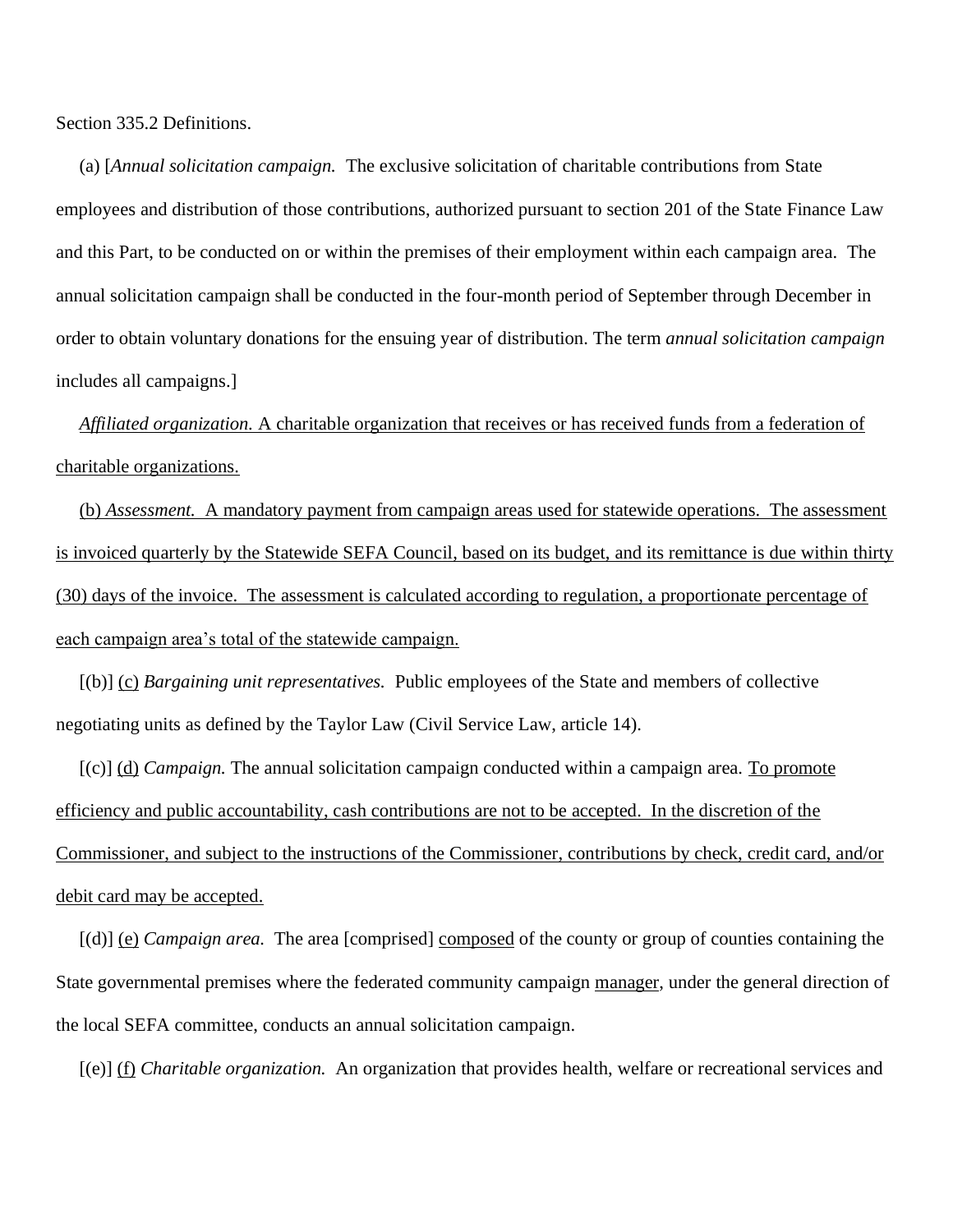Section 335.2 Definitions.

(a) [*Annual solicitation campaign.* The exclusive solicitation of charitable contributions from State employees and distribution of those contributions, authorized pursuant to section 201 of the State Finance Law and this Part, to be conducted on or within the premises of their employment within each campaign area. The annual solicitation campaign shall be conducted in the four-month period of September through December in order to obtain voluntary donations for the ensuing year of distribution. The term *annual solicitation campaign* includes all campaigns.]

<u>*Affiliated organization.* A charitable organization that receives or has received funds from a federation of charitable organizations.</u>

<u>(b) *Assessment.* A mandatory payment from campaign areas used for statewide operations. The assessment is invoiced quarterly by the Statewide SEFA Council, based on its budget, and its remittance is due within thirty (30) days of the invoice. The assessment is calculated according to regulation, a proportionate percentage of each campaign area's total of the statewide campaign.</u>

[(b)] <u>(c)</u> *Bargaining unit representatives.* Public employees of the State and members of collective negotiating units as defined by the Taylor Law (Civil Service Law, article 14).

[(c)] <u>(d)</u> *Campaign.* The annual solicitation campaign conducted within a campaign area. <u>To promote efficiency and public accountability, cash contributions are not to be accepted. In the discretion of the Commissioner, and subject to the instructions of the Commissioner, contributions by check, credit card, and/or debit card may be accepted.</u>

[(d)] <u>(e)</u> *Campaign area.* The area [comprised] <u>composed</u> of the county or group of counties containing the State governmental premises where the federated community campaign <u>manager</u>, under the general direction of the local SEFA committee, conducts an annual solicitation campaign.

[(e)] <u>(f)</u> *Charitable organization.* An organization that provides health, welfare or recreational services and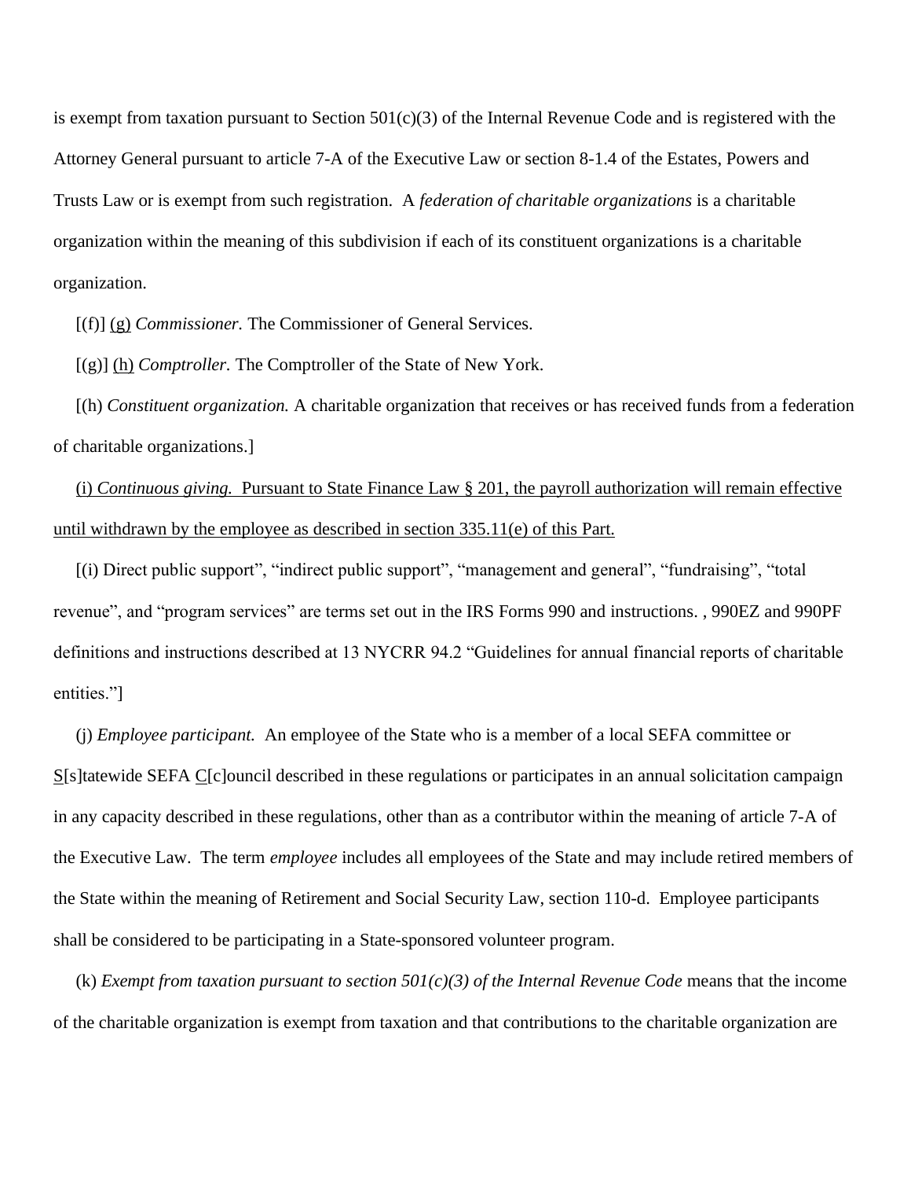is exempt from taxation pursuant to Section 501(c)(3) of the Internal Revenue Code and is registered with the Attorney General pursuant to article 7-A of the Executive Law or section 8-1.4 of the Estates, Powers and Trusts Law or is exempt from such registration. A *federation of charitable organizations* is a charitable organization within the meaning of this subdivision if each of its constituent organizations is a charitable organization.

[(f)] <u>(g)</u> *Commissioner.* The Commissioner of General Services.

[(g)] <u>(h)</u> *Comptroller.* The Comptroller of the State of New York.

[(h) *Constituent organization.* A charitable organization that receives or has received funds from a federation of charitable organizations.]

<u>(i) *Continuous giving.* Pursuant to State Finance Law § 201, the payroll authorization will remain effective until withdrawn by the employee as described in section 335.11(e) of this Part.</u>

[(i) Direct public support", "indirect public support", "management and general", "fundraising", "total revenue", and "program services" are terms set out in the IRS Forms 990 and instructions. , 990EZ and 990PF definitions and instructions described at 13 NYCRR 94.2 "Guidelines for annual financial reports of charitable entities."]

(j) *Employee participant.* An employee of the State who is a member of a local SEFA committee or <u>S</u>[s]tatewide SEFA <u>C</u>[c]ouncil described in these regulations or participates in an annual solicitation campaign in any capacity described in these regulations, other than as a contributor within the meaning of article 7-A of the Executive Law. The term *employee* includes all employees of the State and may include retired members of the State within the meaning of Retirement and Social Security Law, section 110-d. Employee participants shall be considered to be participating in a State-sponsored volunteer program.

(k) *Exempt from taxation pursuant to section 501(c)(3) of the Internal Revenue Code* means that the income of the charitable organization is exempt from taxation and that contributions to the charitable organization are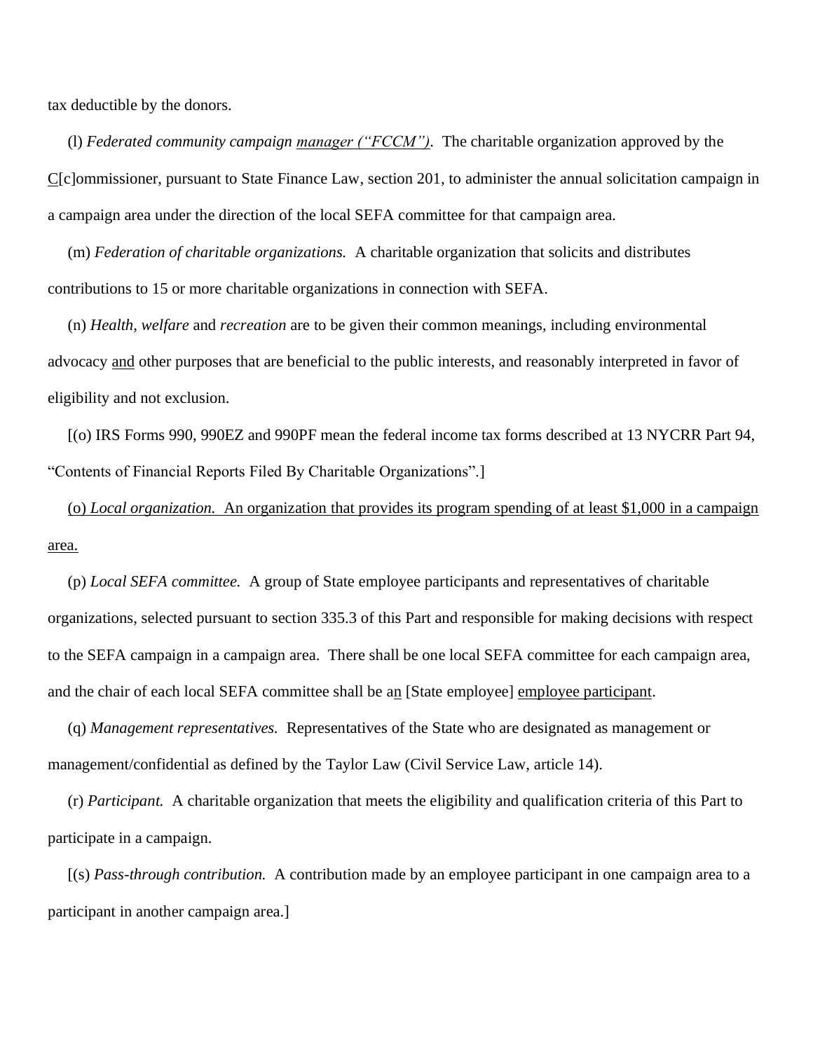tax deductible by the donors.

(l) *Federated community campaign <u>manager ("FCCM")</u>.* The charitable organization approved by the <u>C</u>[c]ommissioner, pursuant to State Finance Law, section 201, to administer the annual solicitation campaign in a campaign area under the direction of the local SEFA committee for that campaign area.

(m) *Federation of charitable organizations.* A charitable organization that solicits and distributes contributions to 15 or more charitable organizations in connection with SEFA.

(n) *Health, welfare* and *recreation* are to be given their common meanings, including environmental advocacy <u>and</u> other purposes that are beneficial to the public interests, and reasonably interpreted in favor of eligibility and not exclusion.

[(o) IRS Forms 990, 990EZ and 990PF mean the federal income tax forms described at 13 NYCRR Part 94, "Contents of Financial Reports Filed By Charitable Organizations".]

<u>(o) *Local organization.* An organization that provides its program spending of at least $1,000 in a campaign area.</u>

(p) *Local SEFA committee.* A group of State employee participants and representatives of charitable organizations, selected pursuant to section 335.3 of this Part and responsible for making decisions with respect to the SEFA campaign in a campaign area. There shall be one local SEFA committee for each campaign area, and the chair of each local SEFA committee shall be a<u>n</u> [State employee] <u>employee participant</u>.

(q) *Management representatives.* Representatives of the State who are designated as management or management/confidential as defined by the Taylor Law (Civil Service Law, article 14).

(r) *Participant.* A charitable organization that meets the eligibility and qualification criteria of this Part to participate in a campaign.

[(s) *Pass-through contribution.* A contribution made by an employee participant in one campaign area to a participant in another campaign area.]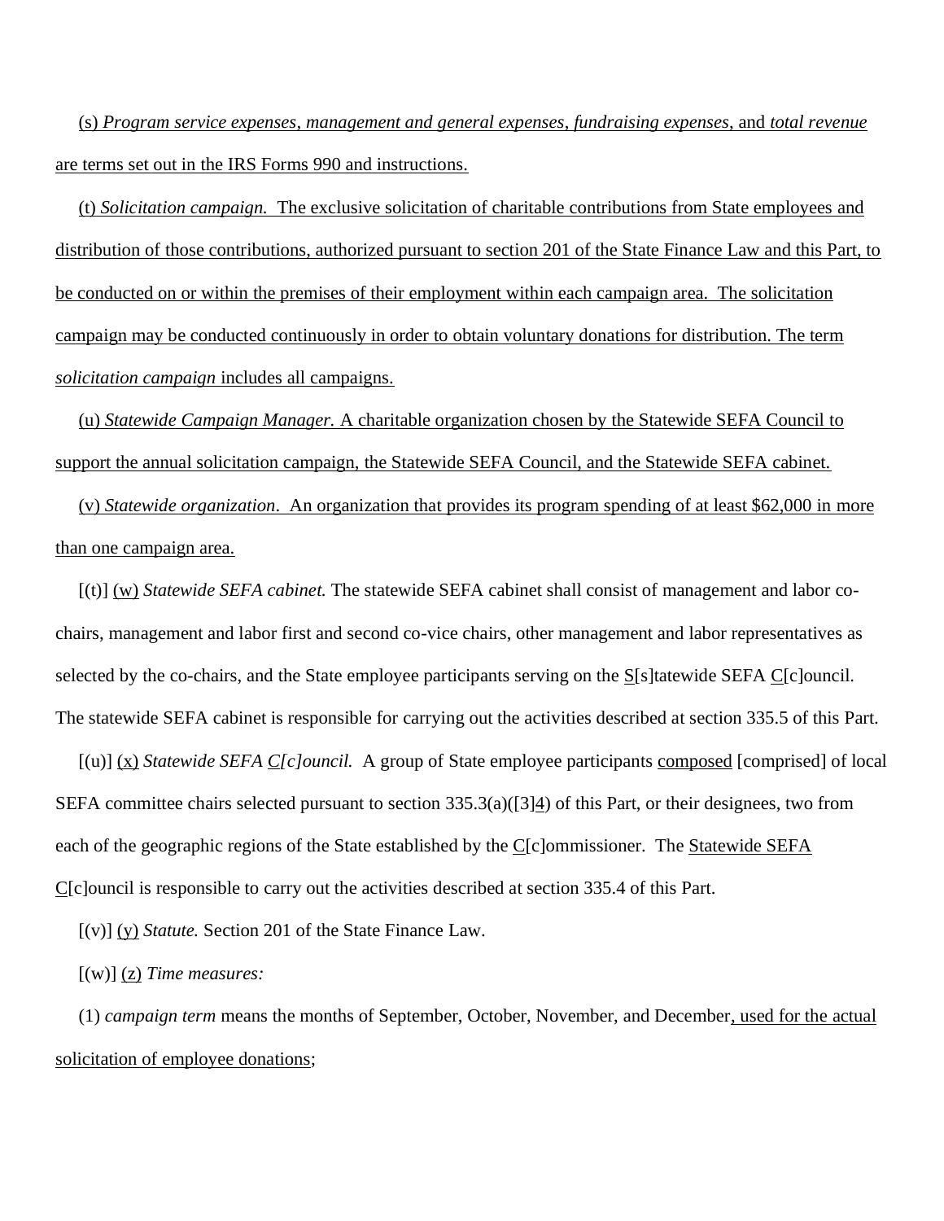(s) *Program service expenses*, *management and general expenses*, *fundraising expenses*, and *total revenue* are terms set out in the IRS Forms 990 and instructions.

(t) *Solicitation campaign.* The exclusive solicitation of charitable contributions from State employees and distribution of those contributions, authorized pursuant to section 201 of the State Finance Law and this Part, to be conducted on or within the premises of their employment within each campaign area. The solicitation campaign may be conducted continuously in order to obtain voluntary donations for distribution. The term *solicitation campaign* includes all campaigns.

(u) *Statewide Campaign Manager.* A charitable organization chosen by the Statewide SEFA Council to support the annual solicitation campaign, the Statewide SEFA Council, and the Statewide SEFA cabinet.

(v) *Statewide organization*. An organization that provides its program spending of at least $62,000 in more than one campaign area.

[(t)] (w) *Statewide SEFA cabinet.* The statewide SEFA cabinet shall consist of management and labor co-chairs, management and labor first and second co-vice chairs, other management and labor representatives as selected by the co-chairs, and the State employee participants serving on the S[s]tatewide SEFA C[c]ouncil. The statewide SEFA cabinet is responsible for carrying out the activities described at section 335.5 of this Part.

[(u)] (x) *Statewide SEFA C[c]ouncil.* A group of State employee participants composed [comprised] of local SEFA committee chairs selected pursuant to section 335.3(a)([3]4) of this Part, or their designees, two from each of the geographic regions of the State established by the C[c]ommissioner. The Statewide SEFA C[c]ouncil is responsible to carry out the activities described at section 335.4 of this Part.

[(v)] (y) *Statute.* Section 201 of the State Finance Law.

[(w)] (z) *Time measures:*

(1) *campaign term* means the months of September, October, November, and December, used for the actual solicitation of employee donations;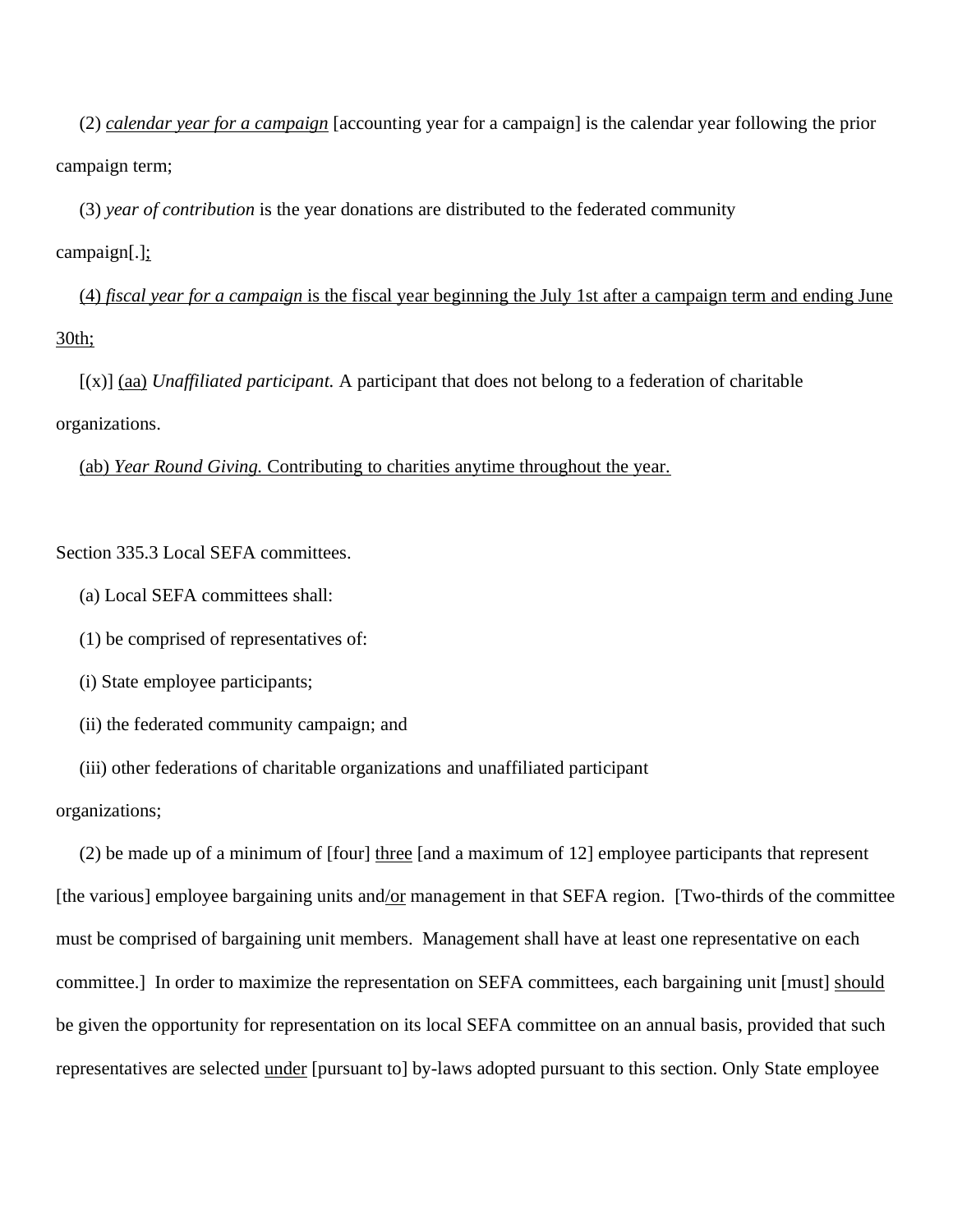(2) *calendar year for a campaign* [accounting year for a campaign] is the calendar year following the prior campaign term;

(3) *year of contribution* is the year donations are distributed to the federated community campaign[.];

(4) *fiscal year for a campaign* is the fiscal year beginning the July 1st after a campaign term and ending June 30th;

[(x)] (aa) *Unaffiliated participant.* A participant that does not belong to a federation of charitable organizations.

(ab) *Year Round Giving.* Contributing to charities anytime throughout the year.

Section 335.3 Local SEFA committees.

(a) Local SEFA committees shall:

(1) be comprised of representatives of:

(i) State employee participants;

(ii) the federated community campaign; and

(iii) other federations of charitable organizations and unaffiliated participant organizations;

(2) be made up of a minimum of [four] three [and a maximum of 12] employee participants that represent [the various] employee bargaining units and/or management in that SEFA region. [Two-thirds of the committee must be comprised of bargaining unit members. Management shall have at least one representative on each committee.] In order to maximize the representation on SEFA committees, each bargaining unit [must] should be given the opportunity for representation on its local SEFA committee on an annual basis, provided that such representatives are selected under [pursuant to] by-laws adopted pursuant to this section. Only State employee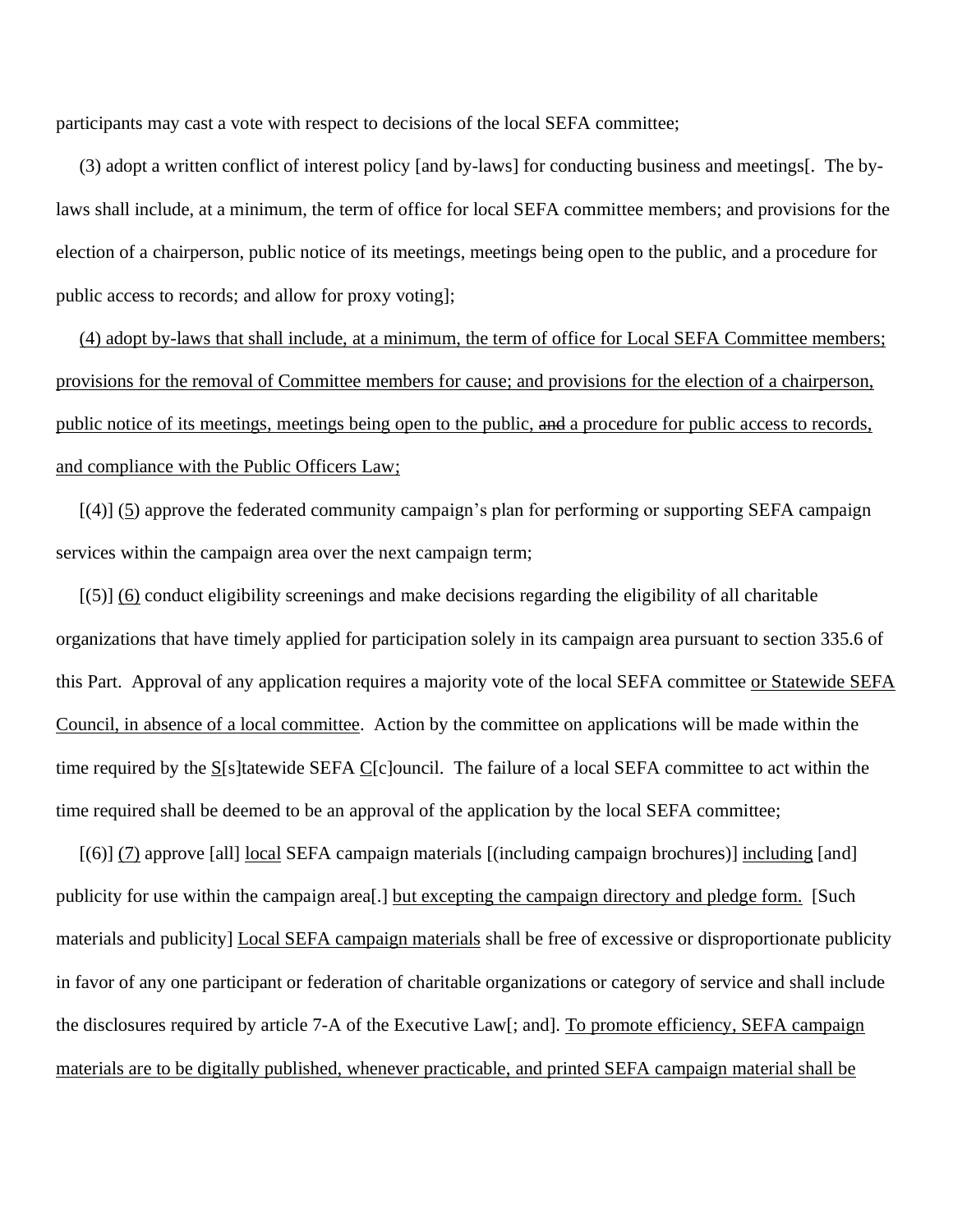participants may cast a vote with respect to decisions of the local SEFA committee;

(3) adopt a written conflict of interest policy [and by-laws] for conducting business and meetings[. The by-laws shall include, at a minimum, the term of office for local SEFA committee members; and provisions for the election of a chairperson, public notice of its meetings, meetings being open to the public, and a procedure for public access to records; and allow for proxy voting];

<u>(4) adopt by-laws that shall include, at a minimum, the term of office for Local SEFA Committee members; provisions for the removal of Committee members for cause; and provisions for the election of a chairperson, public notice of its meetings, meetings being open to the public, ~~and~~ a procedure for public access to records, and compliance with the Public Officers Law;</u>

[(4)] <u>(5)</u> approve the federated community campaign's plan for performing or supporting SEFA campaign services within the campaign area over the next campaign term;

[(5)] <u>(6)</u> conduct eligibility screenings and make decisions regarding the eligibility of all charitable organizations that have timely applied for participation solely in its campaign area pursuant to section 335.6 of this Part. Approval of any application requires a majority vote of the local SEFA committee <u>or Statewide SEFA Council, in absence of a local committee</u>. Action by the committee on applications will be made within the time required by the <u>S</u>[s]tatewide SEFA <u>C</u>[c]ouncil. The failure of a local SEFA committee to act within the time required shall be deemed to be an approval of the application by the local SEFA committee;

[(6)] <u>(7)</u> approve [all] <u>local</u> SEFA campaign materials [(including campaign brochures)] <u>including</u> [and] publicity for use within the campaign area[.] <u>but excepting the campaign directory and pledge form.</u> [Such materials and publicity] <u>Local SEFA campaign materials</u> shall be free of excessive or disproportionate publicity in favor of any one participant or federation of charitable organizations or category of service and shall include the disclosures required by article 7-A of the Executive Law[; and]. <u>To promote efficiency, SEFA campaign materials are to be digitally published, whenever practicable, and printed SEFA campaign material shall be</u>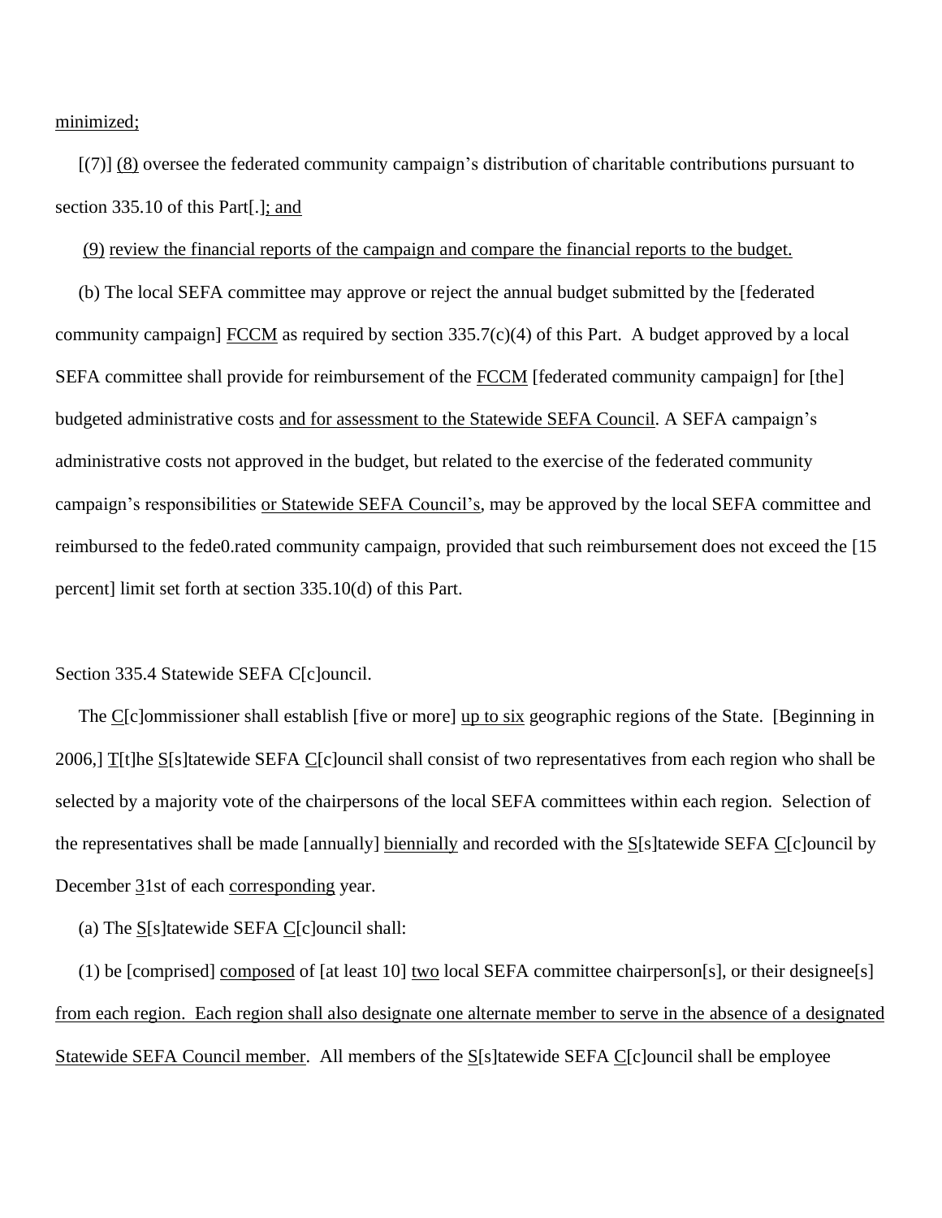minimized;

[(7)] (8) oversee the federated community campaign's distribution of charitable contributions pursuant to section 335.10 of this Part[.]; and

(9) review the financial reports of the campaign and compare the financial reports to the budget.

(b) The local SEFA committee may approve or reject the annual budget submitted by the [federated community campaign] FCCM as required by section 335.7(c)(4) of this Part. A budget approved by a local SEFA committee shall provide for reimbursement of the FCCM [federated community campaign] for [the] budgeted administrative costs and for assessment to the Statewide SEFA Council. A SEFA campaign's administrative costs not approved in the budget, but related to the exercise of the federated community campaign's responsibilities or Statewide SEFA Council's, may be approved by the local SEFA committee and reimbursed to the fede0.rated community campaign, provided that such reimbursement does not exceed the [15 percent] limit set forth at section 335.10(d) of this Part.

Section 335.4 Statewide SEFA C[c]ouncil.

The C[c]ommissioner shall establish [five or more] up to six geographic regions of the State. [Beginning in 2006,] T[t]he S[s]tatewide SEFA C[c]ouncil shall consist of two representatives from each region who shall be selected by a majority vote of the chairpersons of the local SEFA committees within each region. Selection of the representatives shall be made [annually] biennially and recorded with the S[s]tatewide SEFA C[c]ouncil by December 31st of each corresponding year.

(a) The S[s]tatewide SEFA C[c]ouncil shall:

(1) be [comprised] composed of [at least 10] two local SEFA committee chairperson[s], or their designee[s] from each region. Each region shall also designate one alternate member to serve in the absence of a designated Statewide SEFA Council member. All members of the S[s]tatewide SEFA C[c]ouncil shall be employee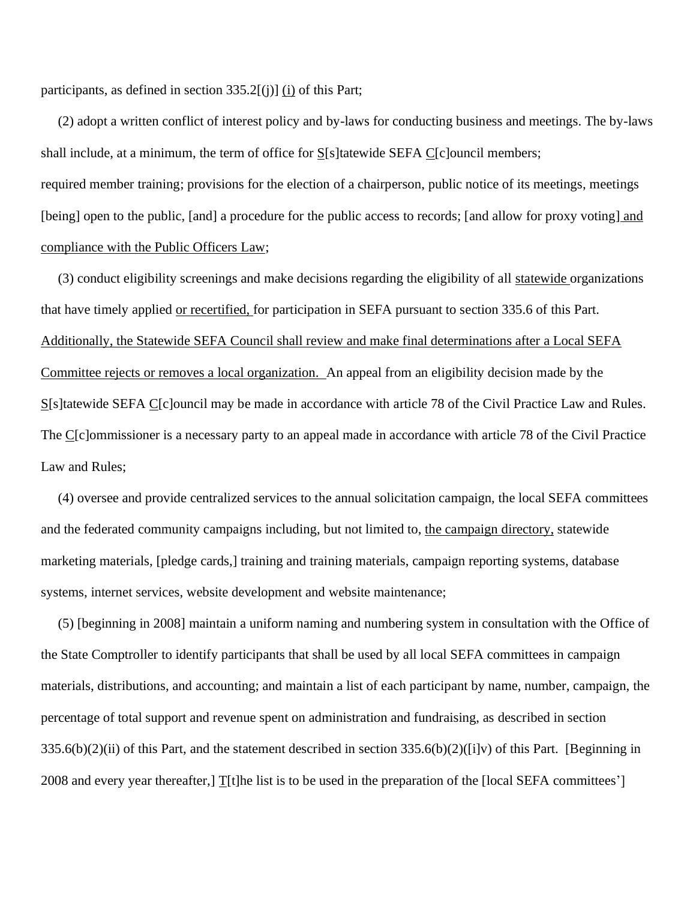participants, as defined in section 335.2[(j)] (i) of this Part;

(2) adopt a written conflict of interest policy and by-laws for conducting business and meetings. The by-laws shall include, at a minimum, the term of office for S[s]tatewide SEFA C[c]ouncil members; required member training; provisions for the election of a chairperson, public notice of its meetings, meetings [being] open to the public, [and] a procedure for the public access to records; [and allow for proxy voting] and compliance with the Public Officers Law;

(3) conduct eligibility screenings and make decisions regarding the eligibility of all statewide organizations that have timely applied or recertified, for participation in SEFA pursuant to section 335.6 of this Part. Additionally, the Statewide SEFA Council shall review and make final determinations after a Local SEFA Committee rejects or removes a local organization. An appeal from an eligibility decision made by the S[s]tatewide SEFA C[c]ouncil may be made in accordance with article 78 of the Civil Practice Law and Rules. The C[c]ommissioner is a necessary party to an appeal made in accordance with article 78 of the Civil Practice Law and Rules;

(4) oversee and provide centralized services to the annual solicitation campaign, the local SEFA committees and the federated community campaigns including, but not limited to, the campaign directory, statewide marketing materials, [pledge cards,] training and training materials, campaign reporting systems, database systems, internet services, website development and website maintenance;

(5) [beginning in 2008] maintain a uniform naming and numbering system in consultation with the Office of the State Comptroller to identify participants that shall be used by all local SEFA committees in campaign materials, distributions, and accounting; and maintain a list of each participant by name, number, campaign, the percentage of total support and revenue spent on administration and fundraising, as described in section 335.6(b)(2)(ii) of this Part, and the statement described in section 335.6(b)(2)([i]v) of this Part. [Beginning in 2008 and every year thereafter,] T[t]he list is to be used in the preparation of the [local SEFA committees']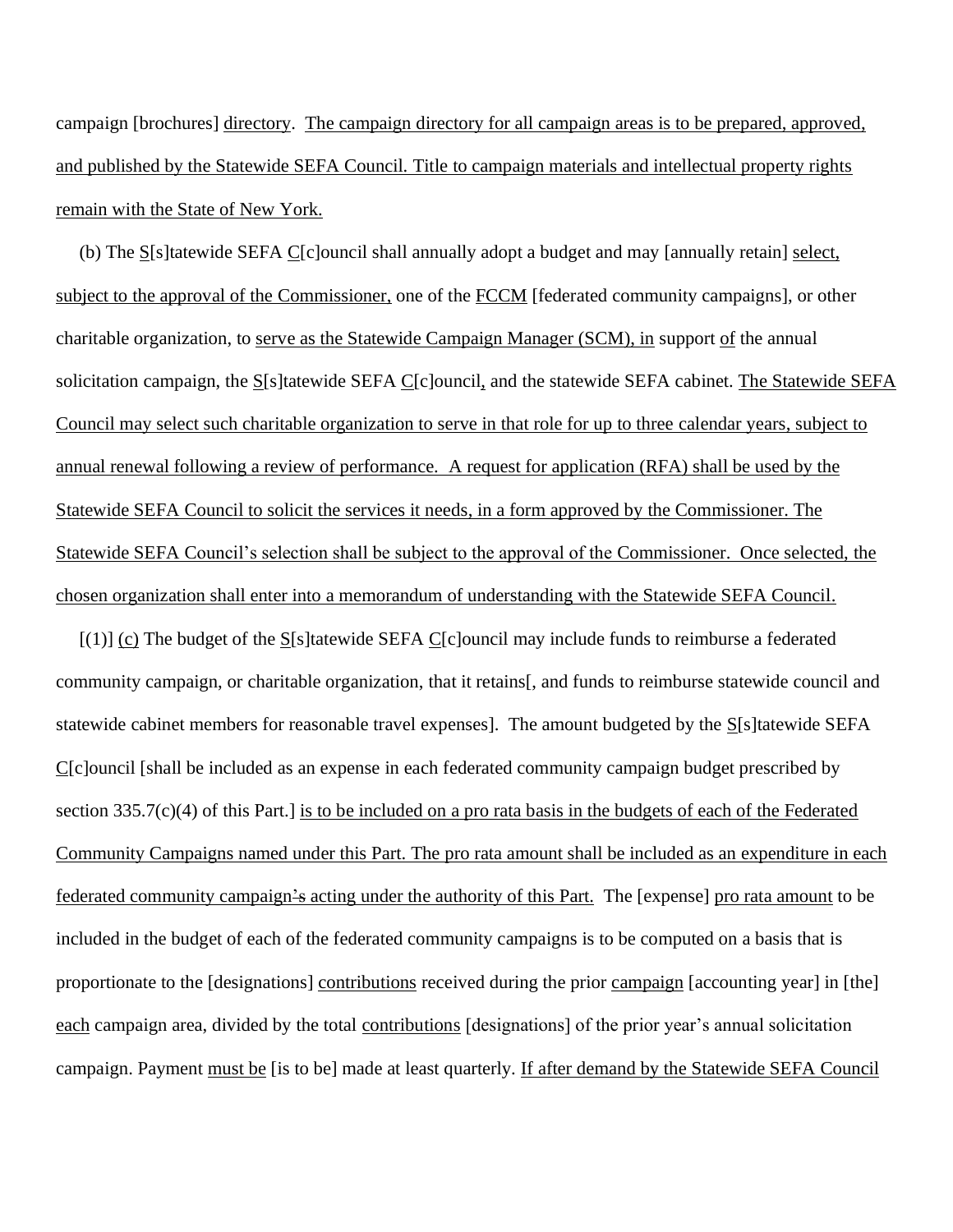campaign [brochures] directory. The campaign directory for all campaign areas is to be prepared, approved, and published by the Statewide SEFA Council. Title to campaign materials and intellectual property rights remain with the State of New York.

(b) The S[s]tatewide SEFA C[c]ouncil shall annually adopt a budget and may [annually retain] select, subject to the approval of the Commissioner, one of the FCCM [federated community campaigns], or other charitable organization, to serve as the Statewide Campaign Manager (SCM), in support of the annual solicitation campaign, the S[s]tatewide SEFA C[c]ouncil, and the statewide SEFA cabinet. The Statewide SEFA Council may select such charitable organization to serve in that role for up to three calendar years, subject to annual renewal following a review of performance. A request for application (RFA) shall be used by the Statewide SEFA Council to solicit the services it needs, in a form approved by the Commissioner. The Statewide SEFA Council's selection shall be subject to the approval of the Commissioner. Once selected, the chosen organization shall enter into a memorandum of understanding with the Statewide SEFA Council.

[(1)] (c) The budget of the S[s]tatewide SEFA C[c]ouncil may include funds to reimburse a federated community campaign, or charitable organization, that it retains[, and funds to reimburse statewide council and statewide cabinet members for reasonable travel expenses]. The amount budgeted by the S[s]tatewide SEFA C[c]ouncil [shall be included as an expense in each federated community campaign budget prescribed by section 335.7(c)(4) of this Part.] is to be included on a pro rata basis in the budgets of each of the Federated Community Campaigns named under this Part. The pro rata amount shall be included as an expenditure in each federated community campaign's acting under the authority of this Part. The [expense] pro rata amount to be included in the budget of each of the federated community campaigns is to be computed on a basis that is proportionate to the [designations] contributions received during the prior campaign [accounting year] in [the] each campaign area, divided by the total contributions [designations] of the prior year's annual solicitation campaign. Payment must be [is to be] made at least quarterly. If after demand by the Statewide SEFA Council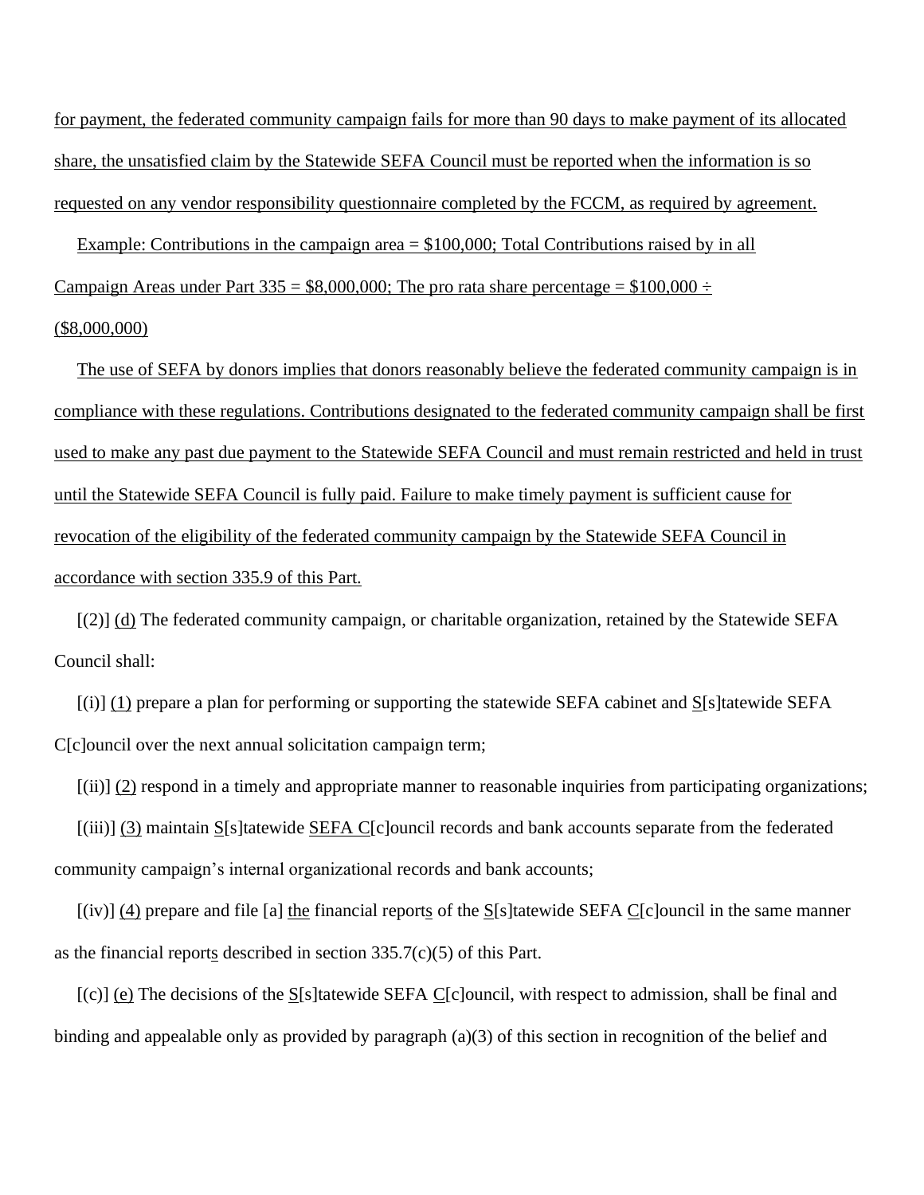for payment, the federated community campaign fails for more than 90 days to make payment of its allocated share, the unsatisfied claim by the Statewide SEFA Council must be reported when the information is so requested on any vendor responsibility questionnaire completed by the FCCM, as required by agreement.

Example: Contributions in the campaign area = $100,000; Total Contributions raised by in all Campaign Areas under Part 335 = $8,000,000; The pro rata share percentage = $100,000 ÷ ($8,000,000)

The use of SEFA by donors implies that donors reasonably believe the federated community campaign is in compliance with these regulations. Contributions designated to the federated community campaign shall be first used to make any past due payment to the Statewide SEFA Council and must remain restricted and held in trust until the Statewide SEFA Council is fully paid. Failure to make timely payment is sufficient cause for revocation of the eligibility of the federated community campaign by the Statewide SEFA Council in accordance with section 335.9 of this Part.

[(2)] (d) The federated community campaign, or charitable organization, retained by the Statewide SEFA Council shall:

[(i)] (1) prepare a plan for performing or supporting the statewide SEFA cabinet and S[s]tatewide SEFA C[c]ouncil over the next annual solicitation campaign term;

[(ii)] (2) respond in a timely and appropriate manner to reasonable inquiries from participating organizations;

[(iii)] (3) maintain S[s]tatewide SEFA C[c]ouncil records and bank accounts separate from the federated community campaign's internal organizational records and bank accounts;

[(iv)] (4) prepare and file [a] the financial reports of the S[s]tatewide SEFA C[c]ouncil in the same manner as the financial reports described in section 335.7(c)(5) of this Part.

[(c)] (e) The decisions of the S[s]tatewide SEFA C[c]ouncil, with respect to admission, shall be final and binding and appealable only as provided by paragraph (a)(3) of this section in recognition of the belief and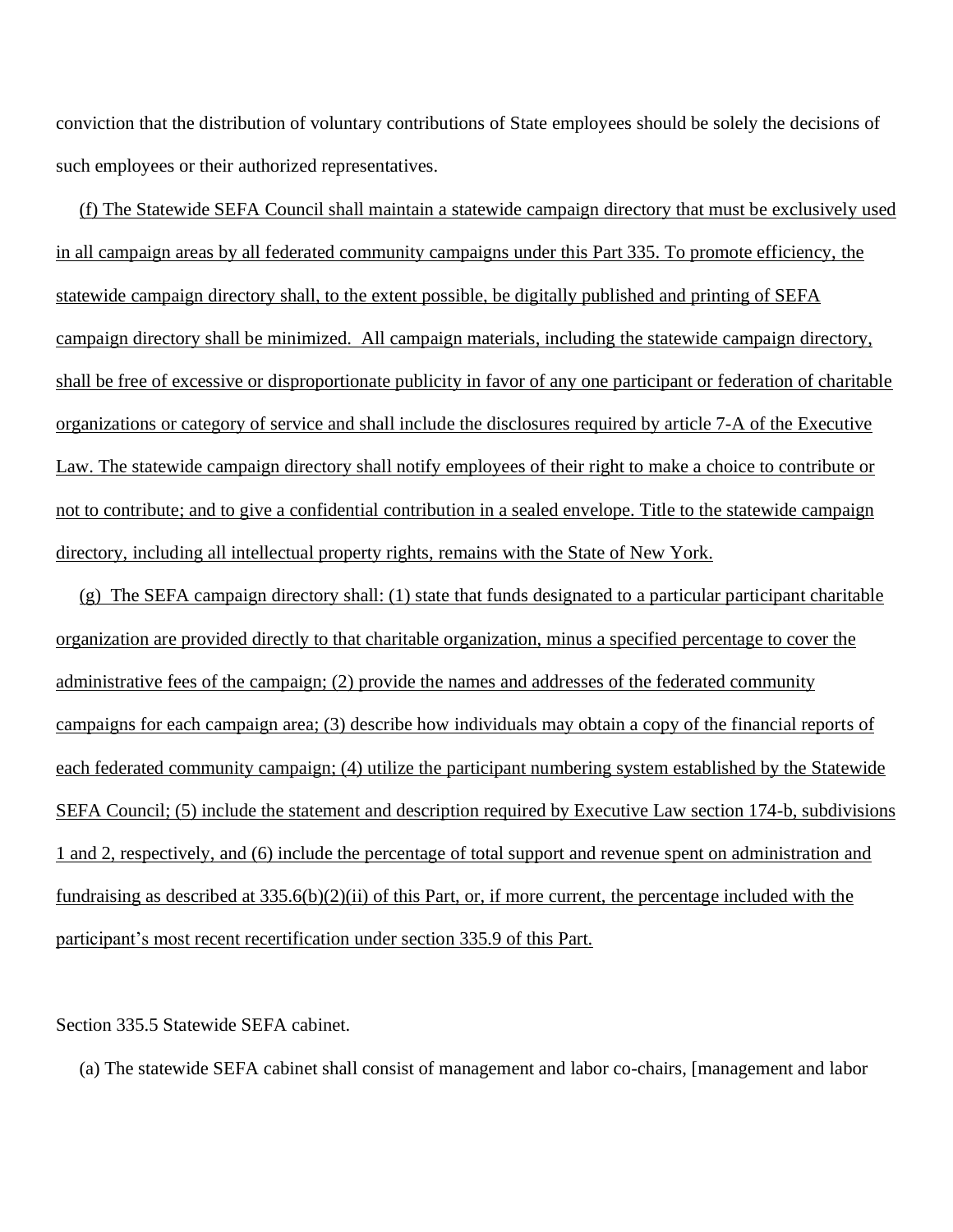conviction that the distribution of voluntary contributions of State employees should be solely the decisions of such employees or their authorized representatives.

(f) The Statewide SEFA Council shall maintain a statewide campaign directory that must be exclusively used in all campaign areas by all federated community campaigns under this Part 335. To promote efficiency, the statewide campaign directory shall, to the extent possible, be digitally published and printing of SEFA campaign directory shall be minimized. All campaign materials, including the statewide campaign directory, shall be free of excessive or disproportionate publicity in favor of any one participant or federation of charitable organizations or category of service and shall include the disclosures required by article 7-A of the Executive Law. The statewide campaign directory shall notify employees of their right to make a choice to contribute or not to contribute; and to give a confidential contribution in a sealed envelope. Title to the statewide campaign directory, including all intellectual property rights, remains with the State of New York.

(g) The SEFA campaign directory shall: (1) state that funds designated to a particular participant charitable organization are provided directly to that charitable organization, minus a specified percentage to cover the administrative fees of the campaign; (2) provide the names and addresses of the federated community campaigns for each campaign area; (3) describe how individuals may obtain a copy of the financial reports of each federated community campaign; (4) utilize the participant numbering system established by the Statewide SEFA Council; (5) include the statement and description required by Executive Law section 174-b, subdivisions 1 and 2, respectively, and (6) include the percentage of total support and revenue spent on administration and fundraising as described at 335.6(b)(2)(ii) of this Part, or, if more current, the percentage included with the participant's most recent recertification under section 335.9 of this Part.

Section 335.5 Statewide SEFA cabinet.

(a) The statewide SEFA cabinet shall consist of management and labor co-chairs, [management and labor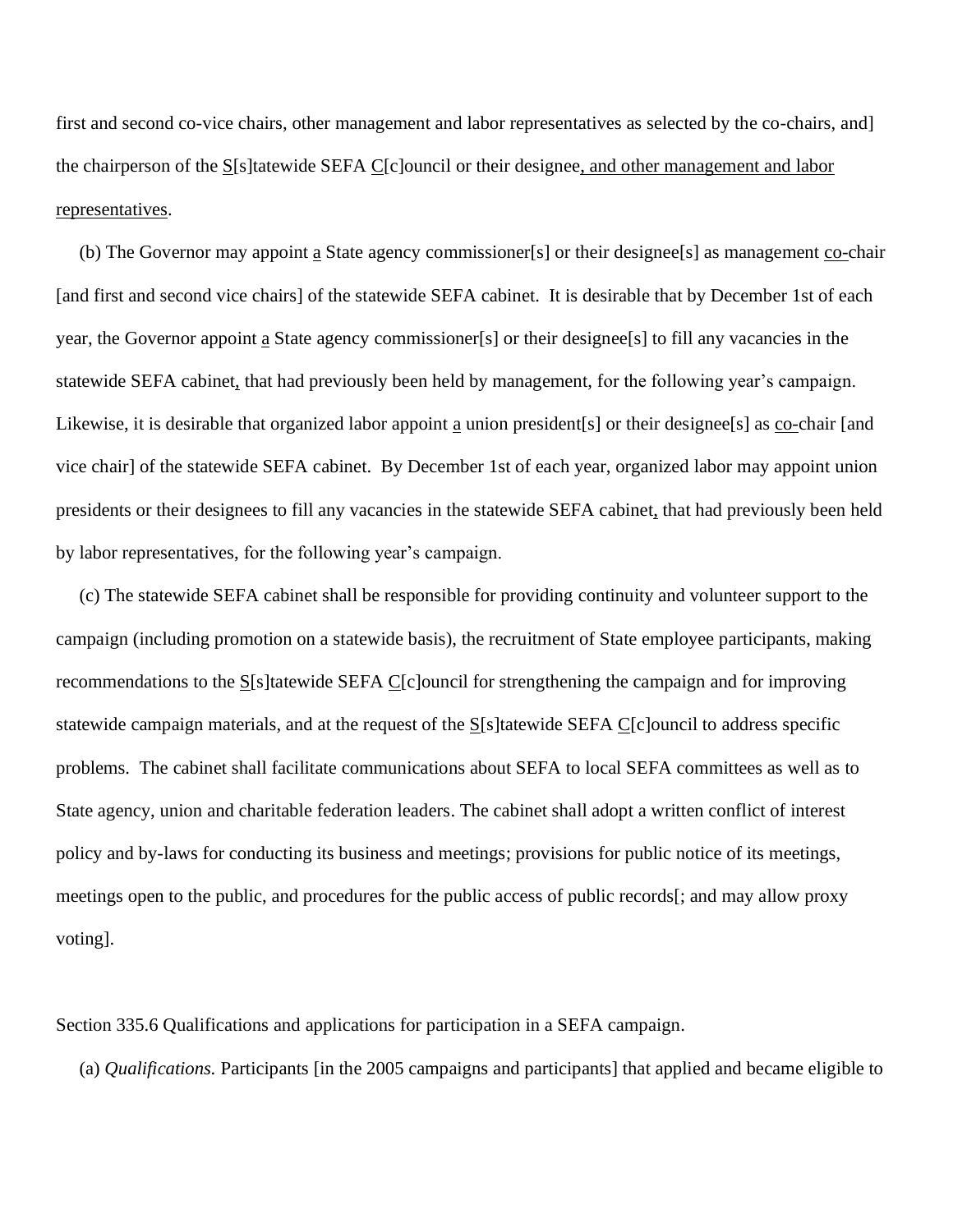first and second co-vice chairs, other management and labor representatives as selected by the co-chairs, and] the chairperson of the S[s]tatewide SEFA C[c]ouncil or their designee, and other management and labor representatives.

(b) The Governor may appoint a State agency commissioner[s] or their designee[s] as management co-chair [and first and second vice chairs] of the statewide SEFA cabinet. It is desirable that by December 1st of each year, the Governor appoint a State agency commissioner[s] or their designee[s] to fill any vacancies in the statewide SEFA cabinet, that had previously been held by management, for the following year's campaign. Likewise, it is desirable that organized labor appoint a union president[s] or their designee[s] as co-chair [and vice chair] of the statewide SEFA cabinet. By December 1st of each year, organized labor may appoint union presidents or their designees to fill any vacancies in the statewide SEFA cabinet, that had previously been held by labor representatives, for the following year's campaign.

(c) The statewide SEFA cabinet shall be responsible for providing continuity and volunteer support to the campaign (including promotion on a statewide basis), the recruitment of State employee participants, making recommendations to the S[s]tatewide SEFA C[c]ouncil for strengthening the campaign and for improving statewide campaign materials, and at the request of the S[s]tatewide SEFA C[c]ouncil to address specific problems. The cabinet shall facilitate communications about SEFA to local SEFA committees as well as to State agency, union and charitable federation leaders. The cabinet shall adopt a written conflict of interest policy and by-laws for conducting its business and meetings; provisions for public notice of its meetings, meetings open to the public, and procedures for the public access of public records[; and may allow proxy voting].

Section 335.6 Qualifications and applications for participation in a SEFA campaign.

(a) *Qualifications.* Participants [in the 2005 campaigns and participants] that applied and became eligible to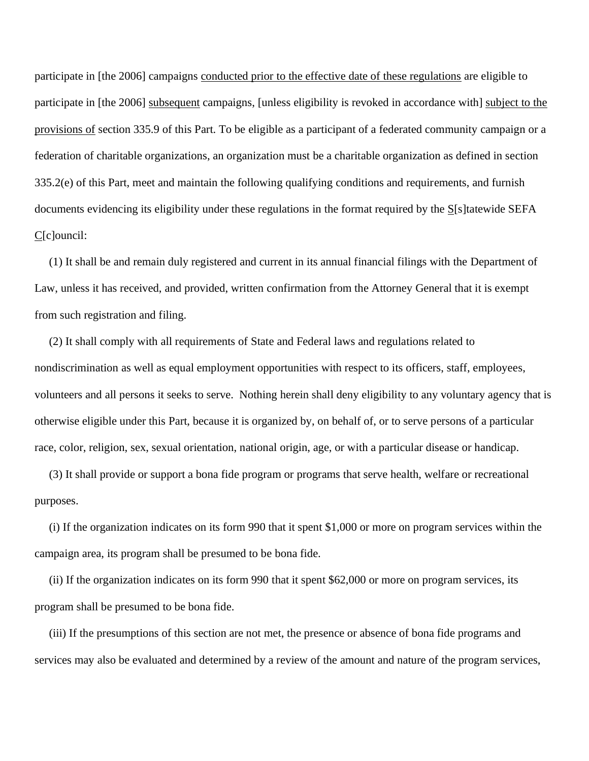participate in [the 2006] campaigns <u>conducted prior to the effective date of these regulations</u> are eligible to participate in [the 2006] <u>subsequent</u> campaigns, [unless eligibility is revoked in accordance with] <u>subject to the provisions of</u> section 335.9 of this Part. To be eligible as a participant of a federated community campaign or a federation of charitable organizations, an organization must be a charitable organization as defined in section 335.2(e) of this Part, meet and maintain the following qualifying conditions and requirements, and furnish documents evidencing its eligibility under these regulations in the format required by the <u>S</u>[s]tatewide SEFA <u>C</u>[c]ouncil:

(1) It shall be and remain duly registered and current in its annual financial filings with the Department of Law, unless it has received, and provided, written confirmation from the Attorney General that it is exempt from such registration and filing.

(2) It shall comply with all requirements of State and Federal laws and regulations related to nondiscrimination as well as equal employment opportunities with respect to its officers, staff, employees, volunteers and all persons it seeks to serve. Nothing herein shall deny eligibility to any voluntary agency that is otherwise eligible under this Part, because it is organized by, on behalf of, or to serve persons of a particular race, color, religion, sex, sexual orientation, national origin, age, or with a particular disease or handicap.

(3) It shall provide or support a bona fide program or programs that serve health, welfare or recreational purposes.

(i) If the organization indicates on its form 990 that it spent $1,000 or more on program services within the campaign area, its program shall be presumed to be bona fide.

(ii) If the organization indicates on its form 990 that it spent $62,000 or more on program services, its program shall be presumed to be bona fide.

(iii) If the presumptions of this section are not met, the presence or absence of bona fide programs and services may also be evaluated and determined by a review of the amount and nature of the program services,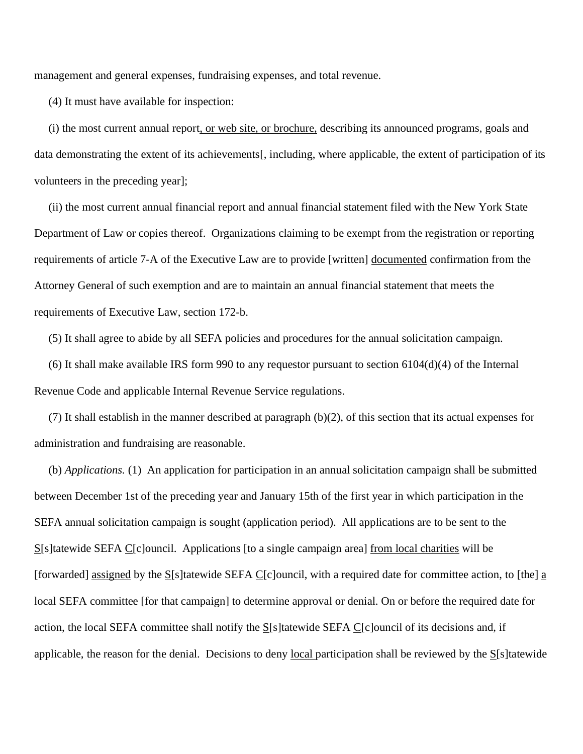management and general expenses, fundraising expenses, and total revenue.

(4) It must have available for inspection:

(i) the most current annual report, or web site, or brochure, describing its announced programs, goals and data demonstrating the extent of its achievements[, including, where applicable, the extent of participation of its volunteers in the preceding year];

(ii) the most current annual financial report and annual financial statement filed with the New York State Department of Law or copies thereof. Organizations claiming to be exempt from the registration or reporting requirements of article 7-A of the Executive Law are to provide [written] documented confirmation from the Attorney General of such exemption and are to maintain an annual financial statement that meets the requirements of Executive Law, section 172-b.

(5) It shall agree to abide by all SEFA policies and procedures for the annual solicitation campaign.

(6) It shall make available IRS form 990 to any requestor pursuant to section 6104(d)(4) of the Internal Revenue Code and applicable Internal Revenue Service regulations.

(7) It shall establish in the manner described at paragraph (b)(2), of this section that its actual expenses for administration and fundraising are reasonable.

(b) *Applications.* (1) An application for participation in an annual solicitation campaign shall be submitted between December 1st of the preceding year and January 15th of the first year in which participation in the SEFA annual solicitation campaign is sought (application period). All applications are to be sent to the S[s]tatewide SEFA C[c]ouncil. Applications [to a single campaign area] from local charities will be [forwarded] assigned by the S[s]tatewide SEFA C[c]ouncil, with a required date for committee action, to [the] a local SEFA committee [for that campaign] to determine approval or denial. On or before the required date for action, the local SEFA committee shall notify the S[s]tatewide SEFA C[c]ouncil of its decisions and, if applicable, the reason for the denial. Decisions to deny local participation shall be reviewed by the S[s]tatewide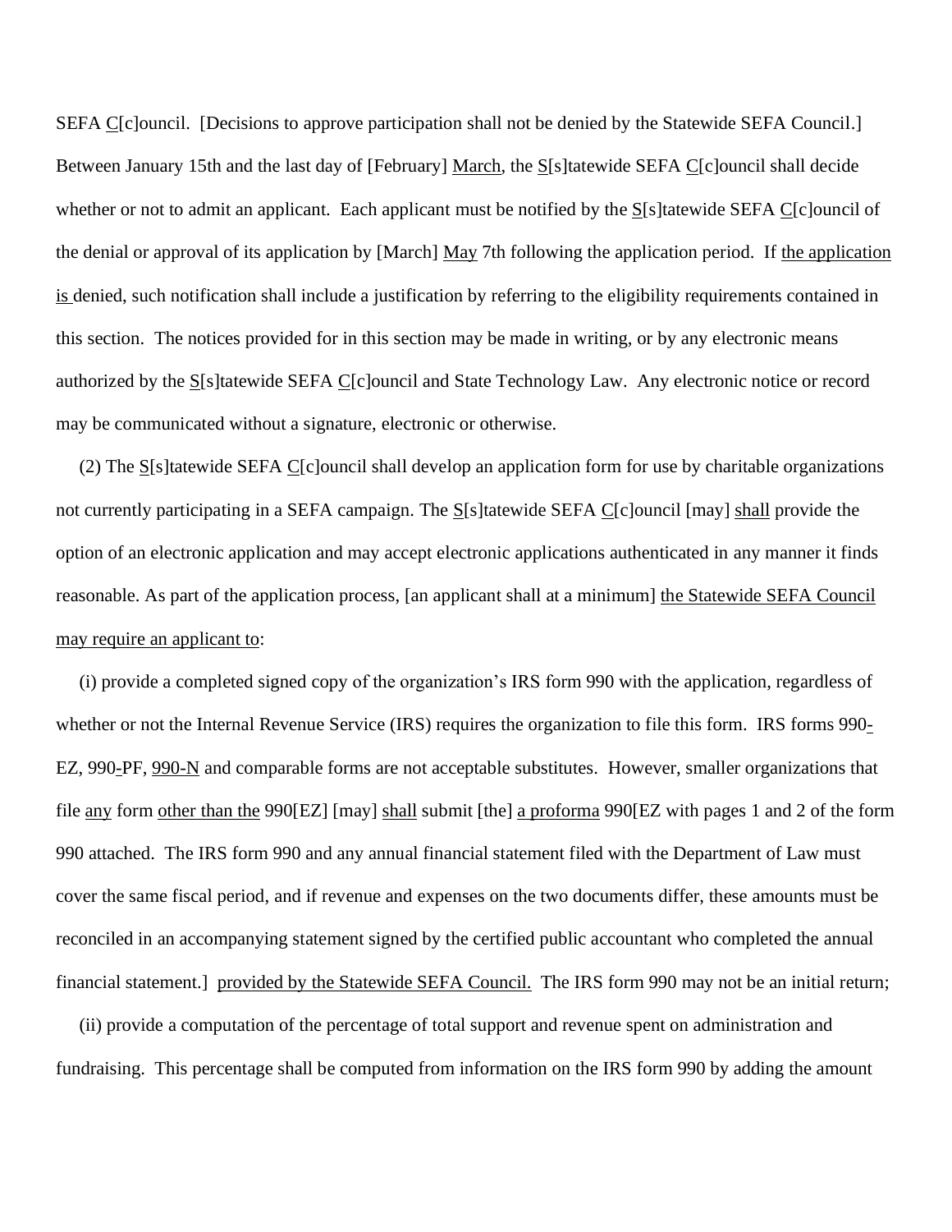SEFA C[c]ouncil. [Decisions to approve participation shall not be denied by the Statewide SEFA Council.] Between January 15th and the last day of [February] March, the S[s]tatewide SEFA C[c]ouncil shall decide whether or not to admit an applicant. Each applicant must be notified by the S[s]tatewide SEFA C[c]ouncil of the denial or approval of its application by [March] May 7th following the application period. If the application is denied, such notification shall include a justification by referring to the eligibility requirements contained in this section. The notices provided for in this section may be made in writing, or by any electronic means authorized by the S[s]tatewide SEFA C[c]ouncil and State Technology Law. Any electronic notice or record may be communicated without a signature, electronic or otherwise.

(2) The S[s]tatewide SEFA C[c]ouncil shall develop an application form for use by charitable organizations not currently participating in a SEFA campaign. The S[s]tatewide SEFA C[c]ouncil [may] shall provide the option of an electronic application and may accept electronic applications authenticated in any manner it finds reasonable. As part of the application process, [an applicant shall at a minimum] the Statewide SEFA Council may require an applicant to:

(i) provide a completed signed copy of the organization's IRS form 990 with the application, regardless of whether or not the Internal Revenue Service (IRS) requires the organization to file this form. IRS forms 990-EZ, 990-PF, 990-N and comparable forms are not acceptable substitutes. However, smaller organizations that file any form other than the 990[EZ] [may] shall submit [the] a proforma 990[EZ with pages 1 and 2 of the form 990 attached. The IRS form 990 and any annual financial statement filed with the Department of Law must cover the same fiscal period, and if revenue and expenses on the two documents differ, these amounts must be reconciled in an accompanying statement signed by the certified public accountant who completed the annual financial statement.] provided by the Statewide SEFA Council. The IRS form 990 may not be an initial return;

(ii) provide a computation of the percentage of total support and revenue spent on administration and fundraising. This percentage shall be computed from information on the IRS form 990 by adding the amount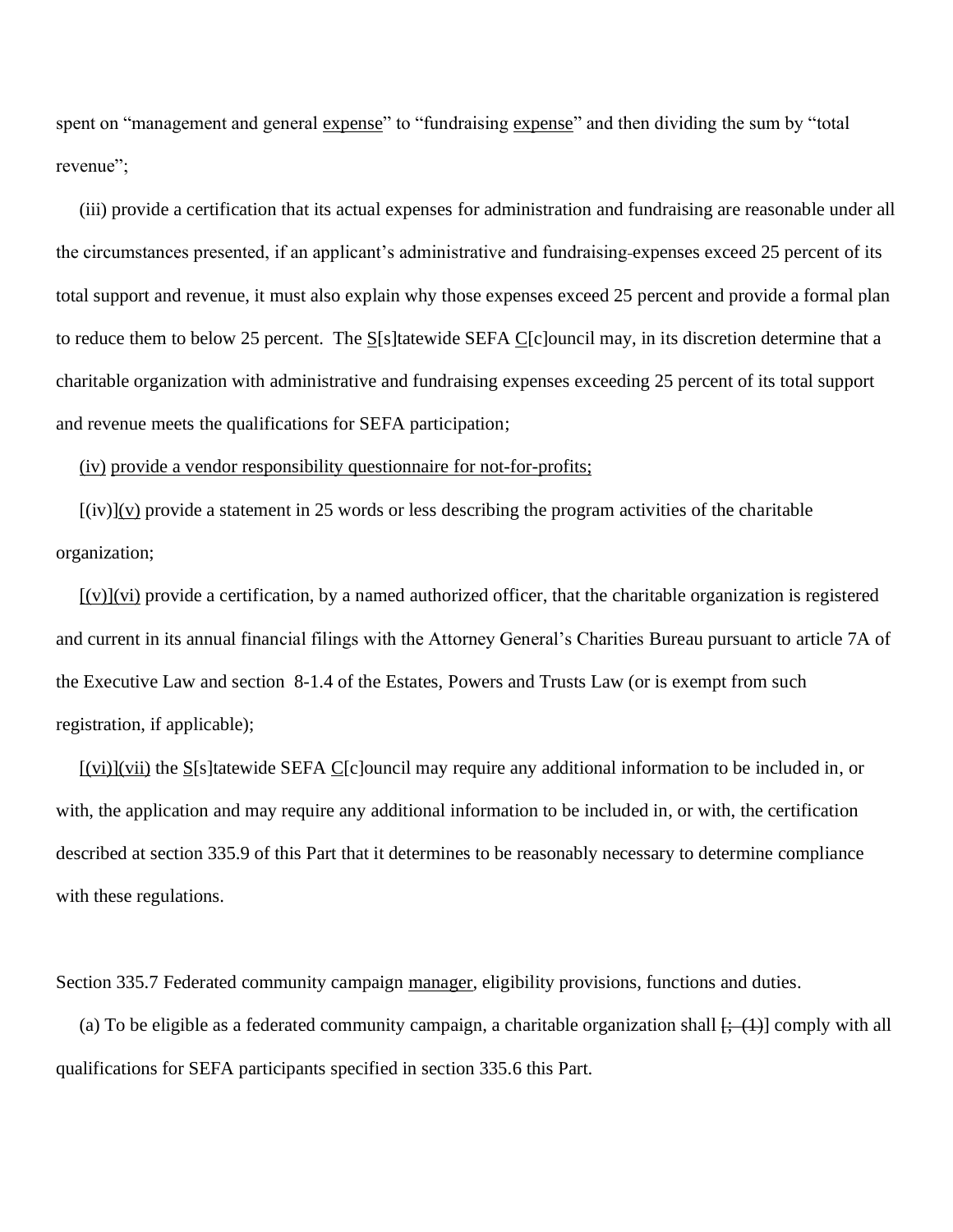spent on "management and general <u>expense</u>" to "fundraising <u>expense</u>" and then dividing the sum by "total revenue";

(iii) provide a certification that its actual expenses for administration and fundraising are reasonable under all the circumstances presented, if an applicant's administrative and fundraising-expenses exceed 25 percent of its total support and revenue, it must also explain why those expenses exceed 25 percent and provide a formal plan to reduce them to below 25 percent. The <u>S</u>[s]tatewide SEFA <u>C</u>[c]ouncil may, in its discretion determine that a charitable organization with administrative and fundraising expenses exceeding 25 percent of its total support and revenue meets the qualifications for SEFA participation;

<u>(iv) provide a vendor responsibility questionnaire for not-for-profits;</u>

[(iv)]<u>(v)</u> provide a statement in 25 words or less describing the program activities of the charitable organization;

[(v)]<u>(vi)</u> provide a certification, by a named authorized officer, that the charitable organization is registered and current in its annual financial filings with the Attorney General's Charities Bureau pursuant to article 7A of the Executive Law and section 8-1.4 of the Estates, Powers and Trusts Law (or is exempt from such registration, if applicable);

[(vi)]<u>(vii)</u> the <u>S</u>[s]tatewide SEFA <u>C</u>[c]ouncil may require any additional information to be included in, or with, the application and may require any additional information to be included in, or with, the certification described at section 335.9 of this Part that it determines to be reasonably necessary to determine compliance with these regulations.

Section 335.7 Federated community campaign <u>manager</u>, eligibility provisions, functions and duties.

(a) To be eligible as a federated community campaign, a charitable organization shall [~~; (1)~~] comply with all qualifications for SEFA participants specified in section 335.6 this Part.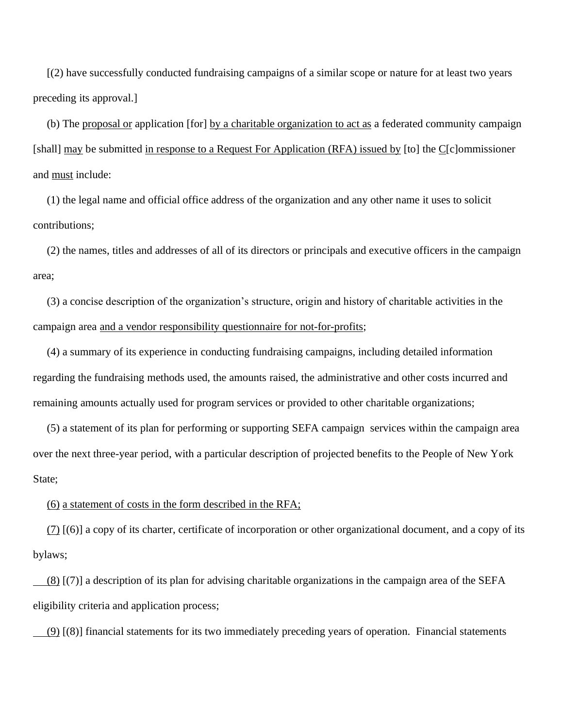[(2) have successfully conducted fundraising campaigns of a similar scope or nature for at least two years preceding its approval.]

(b) The <u>proposal or</u> application [for] <u>by a charitable organization to act as</u> a federated community campaign [shall] <u>may</u> be submitted <u>in response to a Request For Application (RFA) issued by</u> [to] the <u>C</u>[c]ommissioner and <u>must</u> include:

(1) the legal name and official office address of the organization and any other name it uses to solicit contributions;

(2) the names, titles and addresses of all of its directors or principals and executive officers in the campaign area;

(3) a concise description of the organization's structure, origin and history of charitable activities in the campaign area <u>and a vendor responsibility questionnaire for not-for-profits</u>;

(4) a summary of its experience in conducting fundraising campaigns, including detailed information regarding the fundraising methods used, the amounts raised, the administrative and other costs incurred and remaining amounts actually used for program services or provided to other charitable organizations;

(5) a statement of its plan for performing or supporting SEFA campaign services within the campaign area over the next three-year period, with a particular description of projected benefits to the People of New York State;

<u>(6)</u> <u>a statement of costs in the form described in the RFA;</u>

<u>(7)</u> [(6)] a copy of its charter, certificate of incorporation or other organizational document, and a copy of its bylaws;

<u>(8)</u> [(7)] a description of its plan for advising charitable organizations in the campaign area of the SEFA eligibility criteria and application process;

<u>(9)</u> [(8)] financial statements for its two immediately preceding years of operation. Financial statements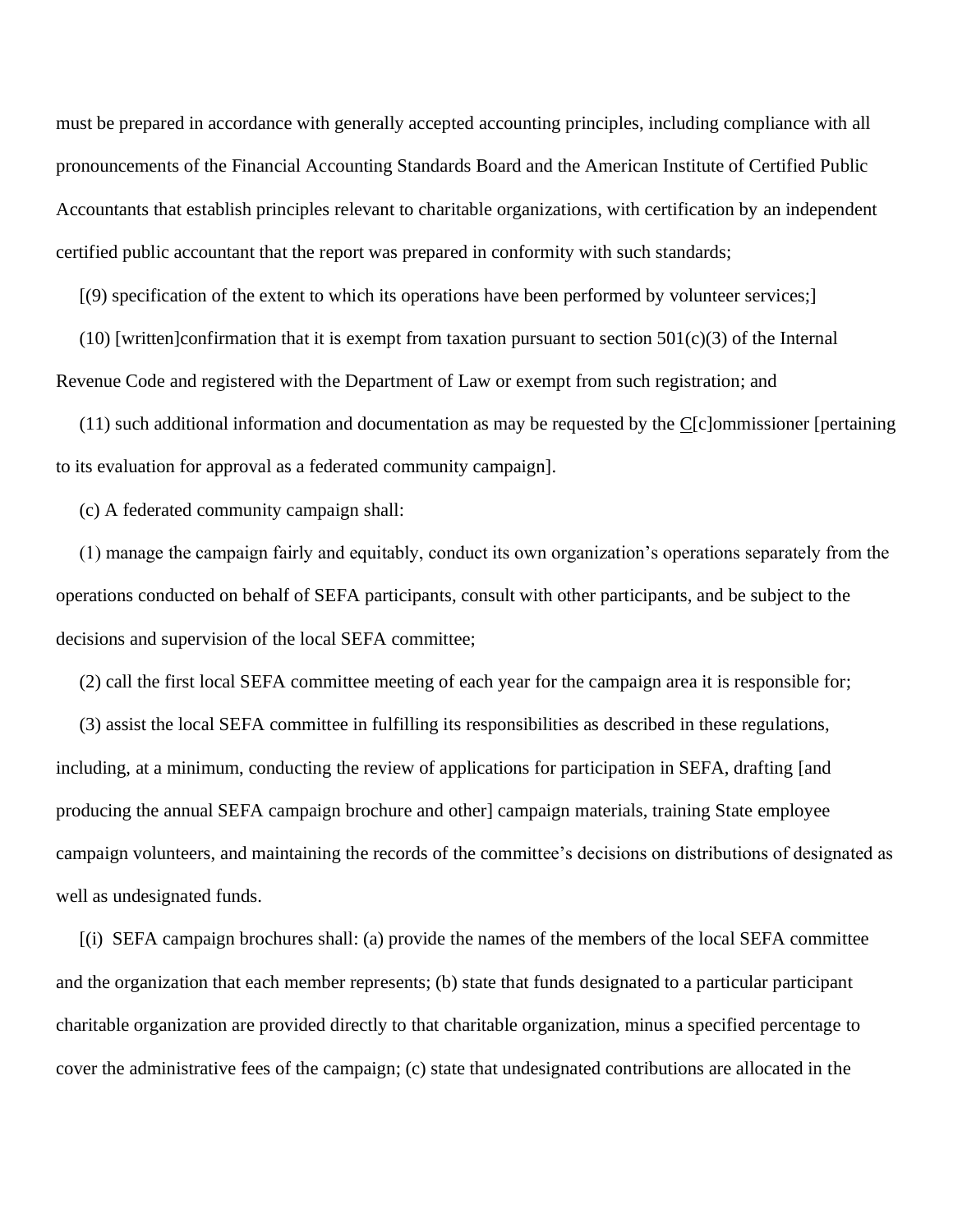must be prepared in accordance with generally accepted accounting principles, including compliance with all pronouncements of the Financial Accounting Standards Board and the American Institute of Certified Public Accountants that establish principles relevant to charitable organizations, with certification by an independent certified public accountant that the report was prepared in conformity with such standards;

[(9) specification of the extent to which its operations have been performed by volunteer services;]

(10) [written]confirmation that it is exempt from taxation pursuant to section 501(c)(3) of the Internal Revenue Code and registered with the Department of Law or exempt from such registration; and

(11) such additional information and documentation as may be requested by the C[c]ommissioner [pertaining to its evaluation for approval as a federated community campaign].

(c) A federated community campaign shall:

(1) manage the campaign fairly and equitably, conduct its own organization's operations separately from the operations conducted on behalf of SEFA participants, consult with other participants, and be subject to the decisions and supervision of the local SEFA committee;

(2) call the first local SEFA committee meeting of each year for the campaign area it is responsible for;

(3) assist the local SEFA committee in fulfilling its responsibilities as described in these regulations, including, at a minimum, conducting the review of applications for participation in SEFA, drafting [and producing the annual SEFA campaign brochure and other] campaign materials, training State employee campaign volunteers, and maintaining the records of the committee's decisions on distributions of designated as well as undesignated funds.

[(i) SEFA campaign brochures shall: (a) provide the names of the members of the local SEFA committee and the organization that each member represents; (b) state that funds designated to a particular participant charitable organization are provided directly to that charitable organization, minus a specified percentage to cover the administrative fees of the campaign; (c) state that undesignated contributions are allocated in the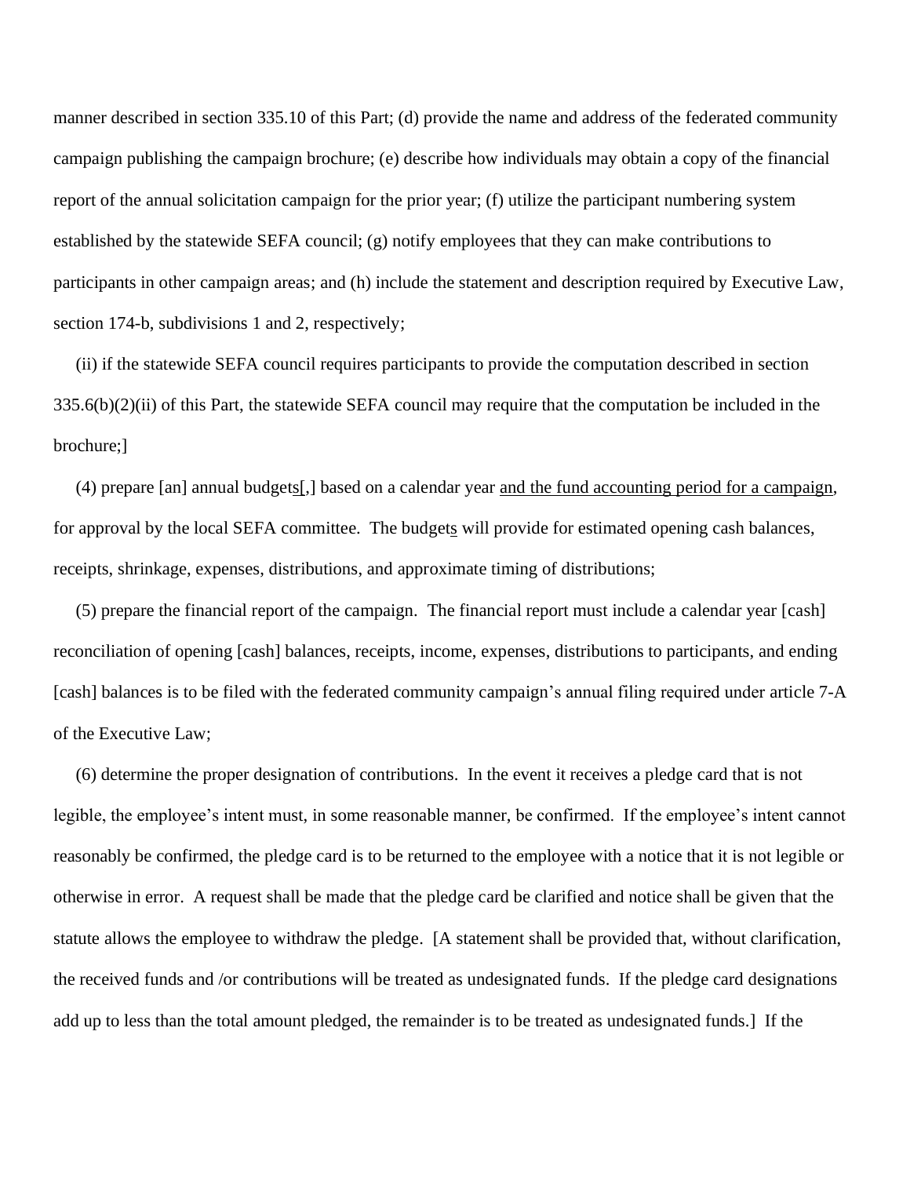manner described in section 335.10 of this Part; (d) provide the name and address of the federated community campaign publishing the campaign brochure; (e) describe how individuals may obtain a copy of the financial report of the annual solicitation campaign for the prior year; (f) utilize the participant numbering system established by the statewide SEFA council; (g) notify employees that they can make contributions to participants in other campaign areas; and (h) include the statement and description required by Executive Law, section 174-b, subdivisions 1 and 2, respectively;

(ii) if the statewide SEFA council requires participants to provide the computation described in section 335.6(b)(2)(ii) of this Part, the statewide SEFA council may require that the computation be included in the brochure;]

(4) prepare [an] annual budgets[,] based on a calendar year and the fund accounting period for a campaign, for approval by the local SEFA committee. The budgets will provide for estimated opening cash balances, receipts, shrinkage, expenses, distributions, and approximate timing of distributions;

(5) prepare the financial report of the campaign. The financial report must include a calendar year [cash] reconciliation of opening [cash] balances, receipts, income, expenses, distributions to participants, and ending [cash] balances is to be filed with the federated community campaign's annual filing required under article 7-A of the Executive Law;

(6) determine the proper designation of contributions. In the event it receives a pledge card that is not legible, the employee's intent must, in some reasonable manner, be confirmed. If the employee's intent cannot reasonably be confirmed, the pledge card is to be returned to the employee with a notice that it is not legible or otherwise in error. A request shall be made that the pledge card be clarified and notice shall be given that the statute allows the employee to withdraw the pledge. [A statement shall be provided that, without clarification, the received funds and /or contributions will be treated as undesignated funds. If the pledge card designations add up to less than the total amount pledged, the remainder is to be treated as undesignated funds.] If the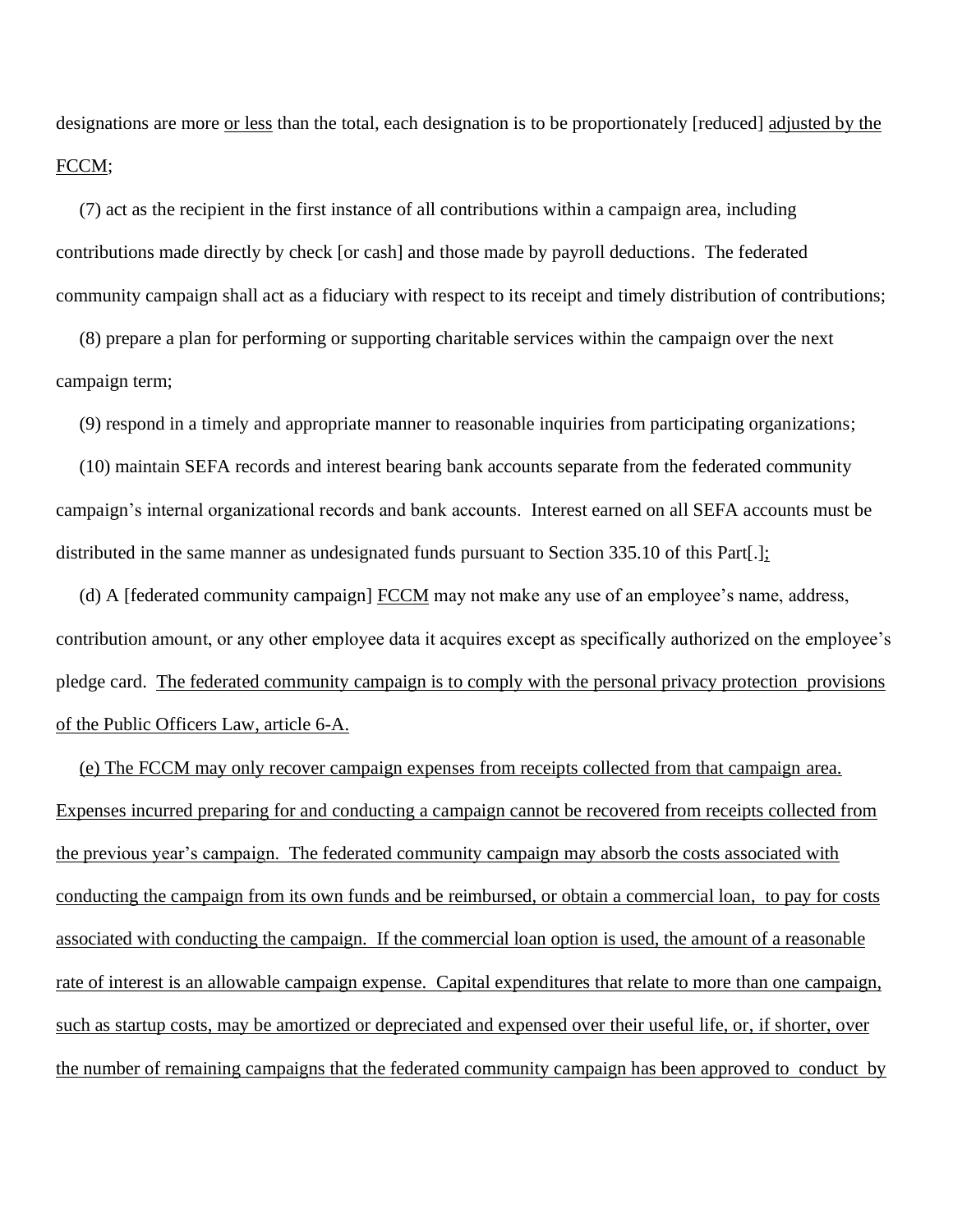designations are more <u>or less</u> than the total, each designation is to be proportionately [reduced] <u>adjusted by the FCCM</u>;

(7) act as the recipient in the first instance of all contributions within a campaign area, including contributions made directly by check [or cash] and those made by payroll deductions. The federated community campaign shall act as a fiduciary with respect to its receipt and timely distribution of contributions;

(8) prepare a plan for performing or supporting charitable services within the campaign over the next campaign term;

(9) respond in a timely and appropriate manner to reasonable inquiries from participating organizations;

(10) maintain SEFA records and interest bearing bank accounts separate from the federated community campaign's internal organizational records and bank accounts. Interest earned on all SEFA accounts must be distributed in the same manner as undesignated funds pursuant to Section 335.10 of this Part[.]<u>;</u>

(d) A [federated community campaign] <u>FCCM</u> may not make any use of an employee's name, address, contribution amount, or any other employee data it acquires except as specifically authorized on the employee's pledge card. <u>The federated community campaign is to comply with the personal privacy protection provisions of the Public Officers Law, article 6-A.</u>

<u>(e) The FCCM may only recover campaign expenses from receipts collected from that campaign area. Expenses incurred preparing for and conducting a campaign cannot be recovered from receipts collected from the previous year's campaign. The federated community campaign may absorb the costs associated with conducting the campaign from its own funds and be reimbursed, or obtain a commercial loan, to pay for costs associated with conducting the campaign. If the commercial loan option is used, the amount of a reasonable rate of interest is an allowable campaign expense. Capital expenditures that relate to more than one campaign, such as startup costs, may be amortized or depreciated and expensed over their useful life, or, if shorter, over the number of remaining campaigns that the federated community campaign has been approved to conduct by</u>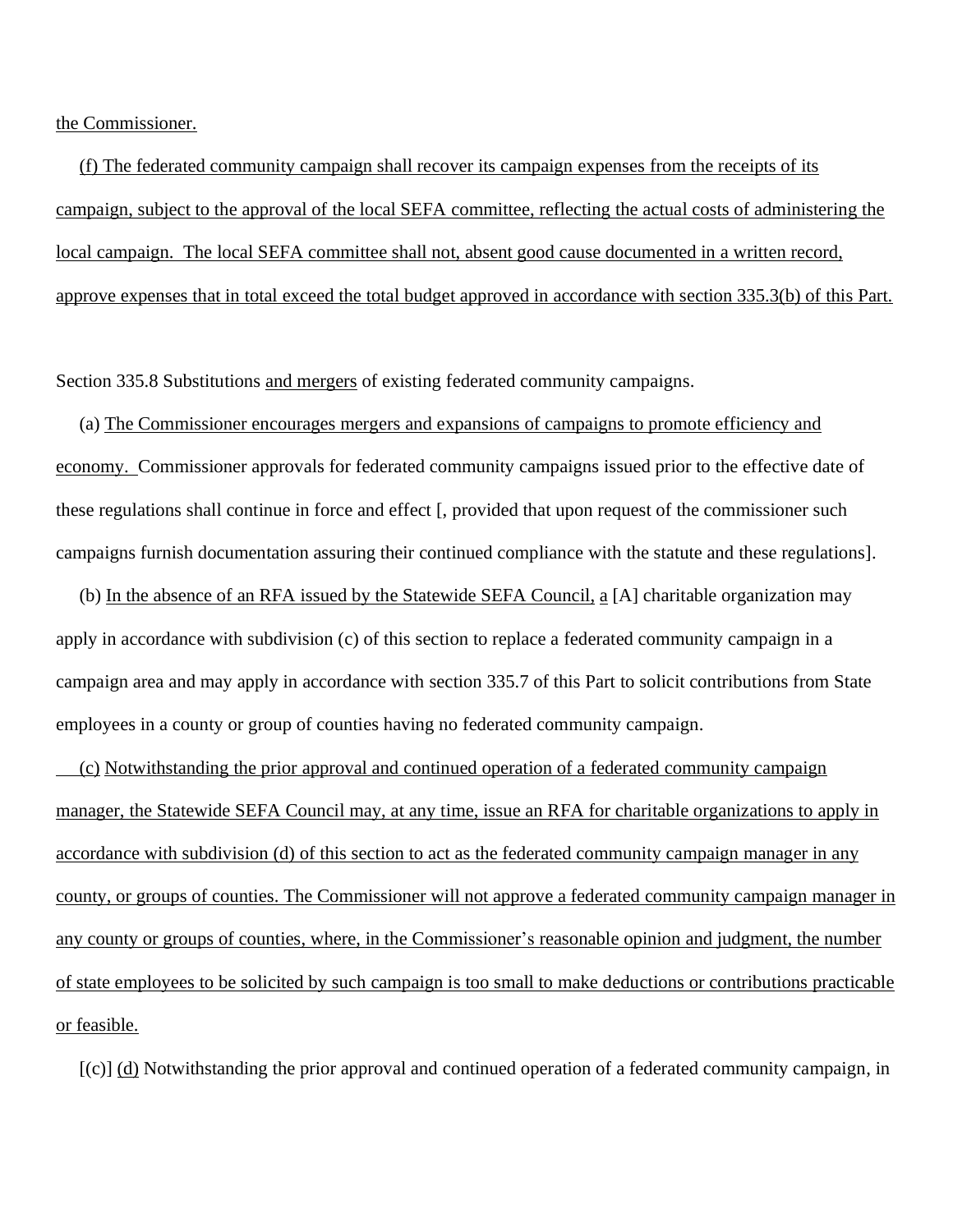the Commissioner.

(f) The federated community campaign shall recover its campaign expenses from the receipts of its campaign, subject to the approval of the local SEFA committee, reflecting the actual costs of administering the local campaign. The local SEFA committee shall not, absent good cause documented in a written record, approve expenses that in total exceed the total budget approved in accordance with section 335.3(b) of this Part.

Section 335.8 Substitutions and mergers of existing federated community campaigns.

(a) The Commissioner encourages mergers and expansions of campaigns to promote efficiency and economy. Commissioner approvals for federated community campaigns issued prior to the effective date of these regulations shall continue in force and effect [, provided that upon request of the commissioner such campaigns furnish documentation assuring their continued compliance with the statute and these regulations].

(b) In the absence of an RFA issued by the Statewide SEFA Council, a [A] charitable organization may apply in accordance with subdivision (c) of this section to replace a federated community campaign in a campaign area and may apply in accordance with section 335.7 of this Part to solicit contributions from State employees in a county or group of counties having no federated community campaign.

(c) Notwithstanding the prior approval and continued operation of a federated community campaign manager, the Statewide SEFA Council may, at any time, issue an RFA for charitable organizations to apply in accordance with subdivision (d) of this section to act as the federated community campaign manager in any county, or groups of counties. The Commissioner will not approve a federated community campaign manager in any county or groups of counties, where, in the Commissioner's reasonable opinion and judgment, the number of state employees to be solicited by such campaign is too small to make deductions or contributions practicable or feasible.

[(c)] (d) Notwithstanding the prior approval and continued operation of a federated community campaign, in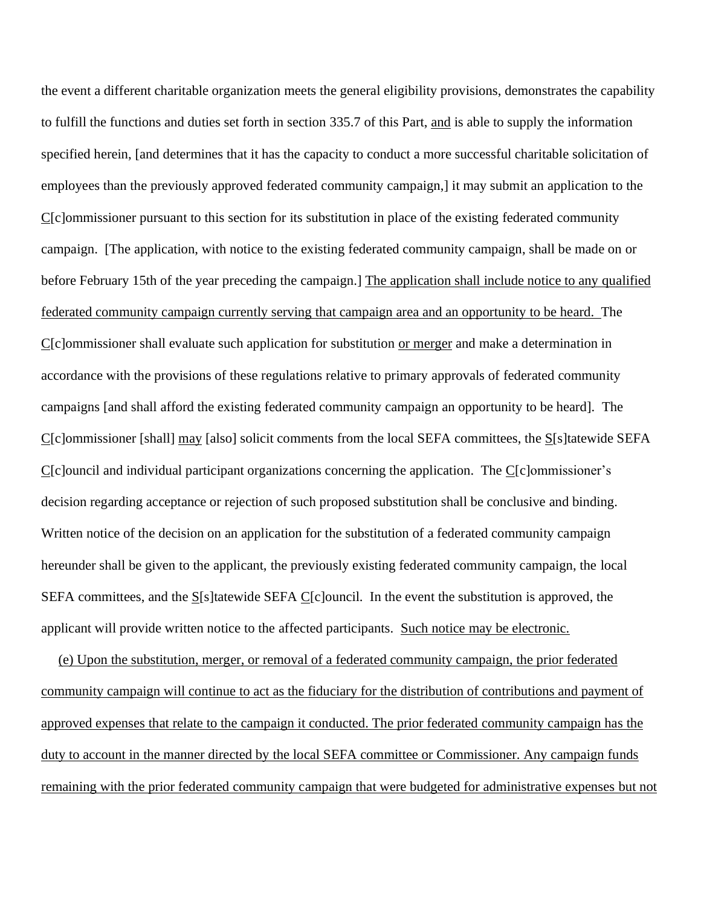the event a different charitable organization meets the general eligibility provisions, demonstrates the capability to fulfill the functions and duties set forth in section 335.7 of this Part, <u>and</u> is able to supply the information specified herein, [and determines that it has the capacity to conduct a more successful charitable solicitation of employees than the previously approved federated community campaign,] it may submit an application to the <u>C</u>[c]ommissioner pursuant to this section for its substitution in place of the existing federated community campaign. [The application, with notice to the existing federated community campaign, shall be made on or before February 15th of the year preceding the campaign.] <u>The application shall include notice to any qualified federated community campaign currently serving that campaign area and an opportunity to be heard.</u> The <u>C</u>[c]ommissioner shall evaluate such application for substitution <u>or merger</u> and make a determination in accordance with the provisions of these regulations relative to primary approvals of federated community campaigns [and shall afford the existing federated community campaign an opportunity to be heard]. The <u>C</u>[c]ommissioner [shall] <u>may</u> [also] solicit comments from the local SEFA committees, the <u>S</u>[s]tatewide SEFA <u>C</u>[c]ouncil and individual participant organizations concerning the application. The <u>C</u>[c]ommissioner's decision regarding acceptance or rejection of such proposed substitution shall be conclusive and binding. Written notice of the decision on an application for the substitution of a federated community campaign hereunder shall be given to the applicant, the previously existing federated community campaign, the local SEFA committees, and the <u>S</u>[s]tatewide SEFA <u>C</u>[c]ouncil. In the event the substitution is approved, the applicant will provide written notice to the affected participants. <u>Such notice may be electronic.</u>

<u>(e) Upon the substitution, merger, or removal of a federated community campaign, the prior federated community campaign will continue to act as the fiduciary for the distribution of contributions and payment of approved expenses that relate to the campaign it conducted. The prior federated community campaign has the duty to account in the manner directed by the local SEFA committee or Commissioner. Any campaign funds remaining with the prior federated community campaign that were budgeted for administrative expenses but not</u>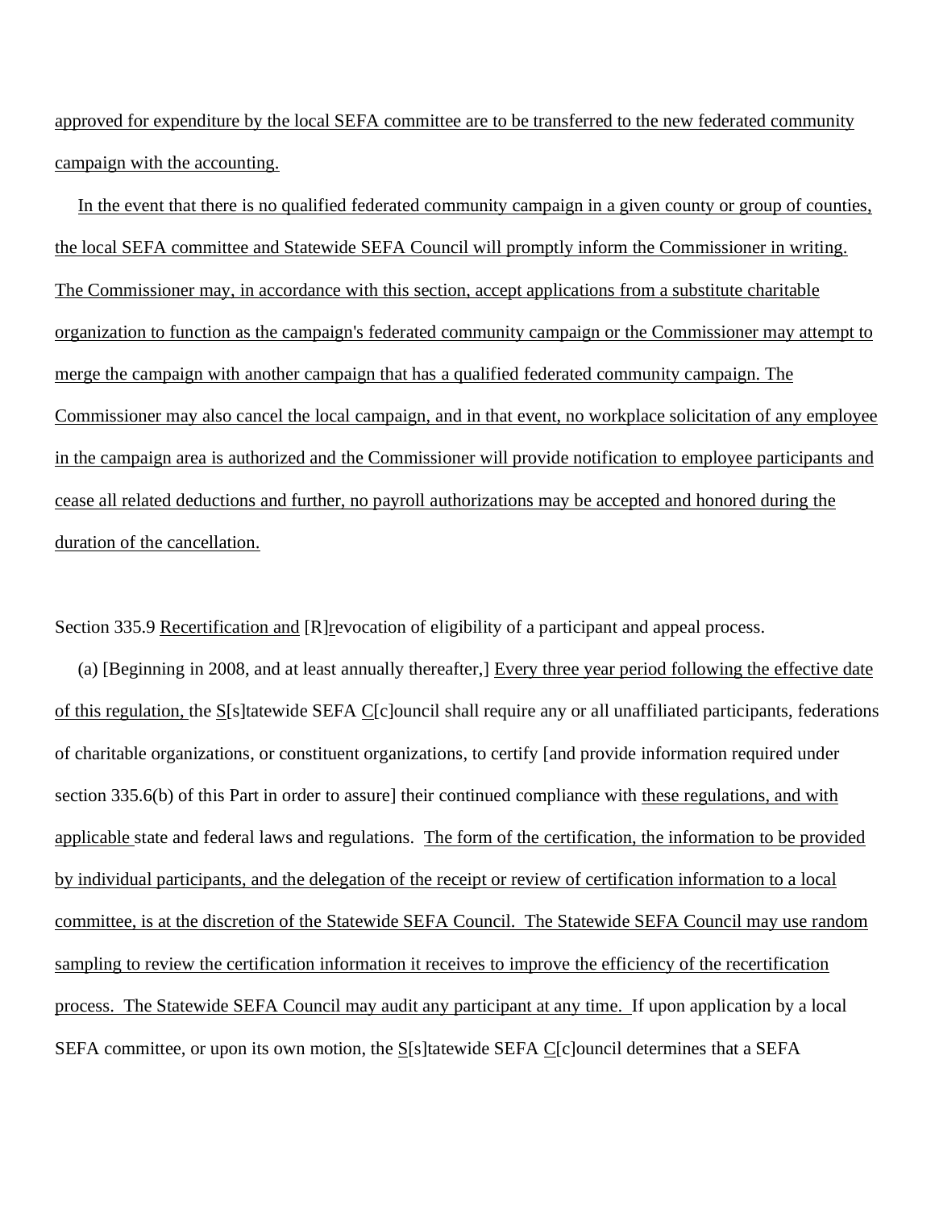approved for expenditure by the local SEFA committee are to be transferred to the new federated community campaign with the accounting.

In the event that there is no qualified federated community campaign in a given county or group of counties, the local SEFA committee and Statewide SEFA Council will promptly inform the Commissioner in writing. The Commissioner may, in accordance with this section, accept applications from a substitute charitable organization to function as the campaign's federated community campaign or the Commissioner may attempt to merge the campaign with another campaign that has a qualified federated community campaign. The Commissioner may also cancel the local campaign, and in that event, no workplace solicitation of any employee in the campaign area is authorized and the Commissioner will provide notification to employee participants and cease all related deductions and further, no payroll authorizations may be accepted and honored during the duration of the cancellation.

Section 335.9 Recertification and [R]revocation of eligibility of a participant and appeal process.

(a) [Beginning in 2008, and at least annually thereafter,] Every three year period following the effective date of this regulation, the S[s]tatewide SEFA C[c]ouncil shall require any or all unaffiliated participants, federations of charitable organizations, or constituent organizations, to certify [and provide information required under section 335.6(b) of this Part in order to assure] their continued compliance with these regulations, and with applicable state and federal laws and regulations. The form of the certification, the information to be provided by individual participants, and the delegation of the receipt or review of certification information to a local committee, is at the discretion of the Statewide SEFA Council. The Statewide SEFA Council may use random sampling to review the certification information it receives to improve the efficiency of the recertification process. The Statewide SEFA Council may audit any participant at any time. If upon application by a local SEFA committee, or upon its own motion, the S[s]tatewide SEFA C[c]ouncil determines that a SEFA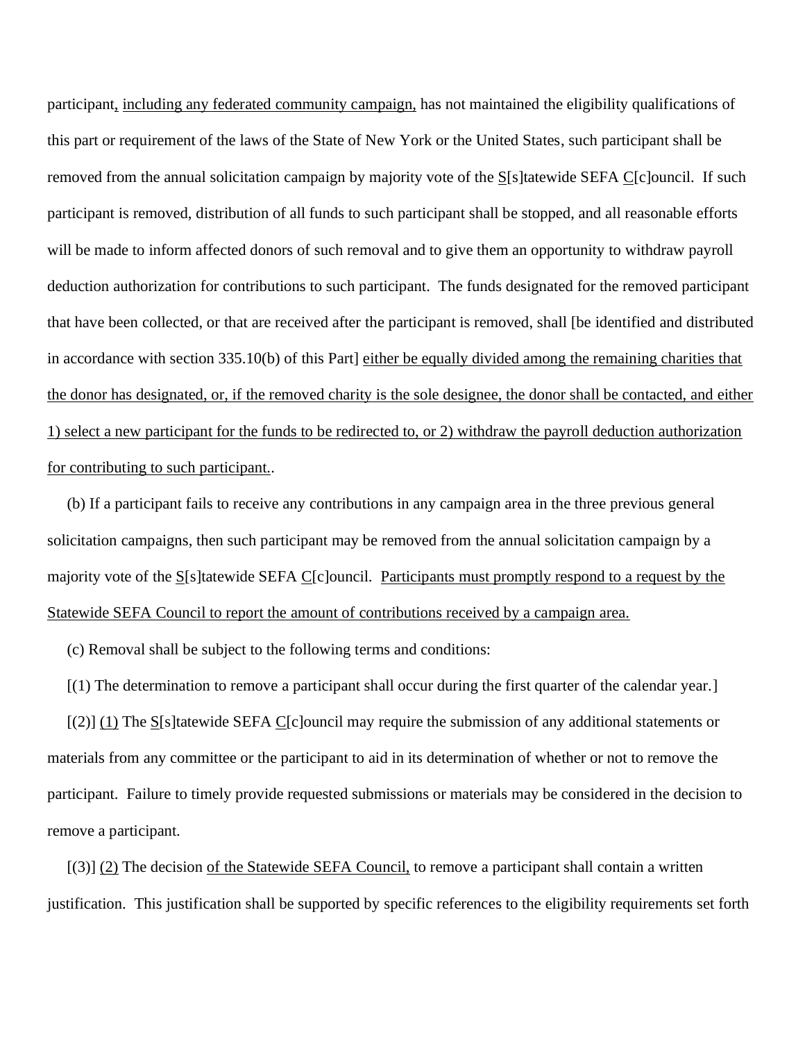participant, including any federated community campaign, has not maintained the eligibility qualifications of this part or requirement of the laws of the State of New York or the United States, such participant shall be removed from the annual solicitation campaign by majority vote of the S[s]tatewide SEFA C[c]ouncil. If such participant is removed, distribution of all funds to such participant shall be stopped, and all reasonable efforts will be made to inform affected donors of such removal and to give them an opportunity to withdraw payroll deduction authorization for contributions to such participant. The funds designated for the removed participant that have been collected, or that are received after the participant is removed, shall [be identified and distributed in accordance with section 335.10(b) of this Part] either be equally divided among the remaining charities that the donor has designated, or, if the removed charity is the sole designee, the donor shall be contacted, and either 1) select a new participant for the funds to be redirected to, or 2) withdraw the payroll deduction authorization for contributing to such participant..

(b) If a participant fails to receive any contributions in any campaign area in the three previous general solicitation campaigns, then such participant may be removed from the annual solicitation campaign by a majority vote of the S[s]tatewide SEFA C[c]ouncil. Participants must promptly respond to a request by the Statewide SEFA Council to report the amount of contributions received by a campaign area.

(c) Removal shall be subject to the following terms and conditions:

[(1) The determination to remove a participant shall occur during the first quarter of the calendar year.]

[(2)] (1) The S[s]tatewide SEFA C[c]ouncil may require the submission of any additional statements or materials from any committee or the participant to aid in its determination of whether or not to remove the participant. Failure to timely provide requested submissions or materials may be considered in the decision to remove a participant.

[(3)] (2) The decision of the Statewide SEFA Council, to remove a participant shall contain a written justification. This justification shall be supported by specific references to the eligibility requirements set forth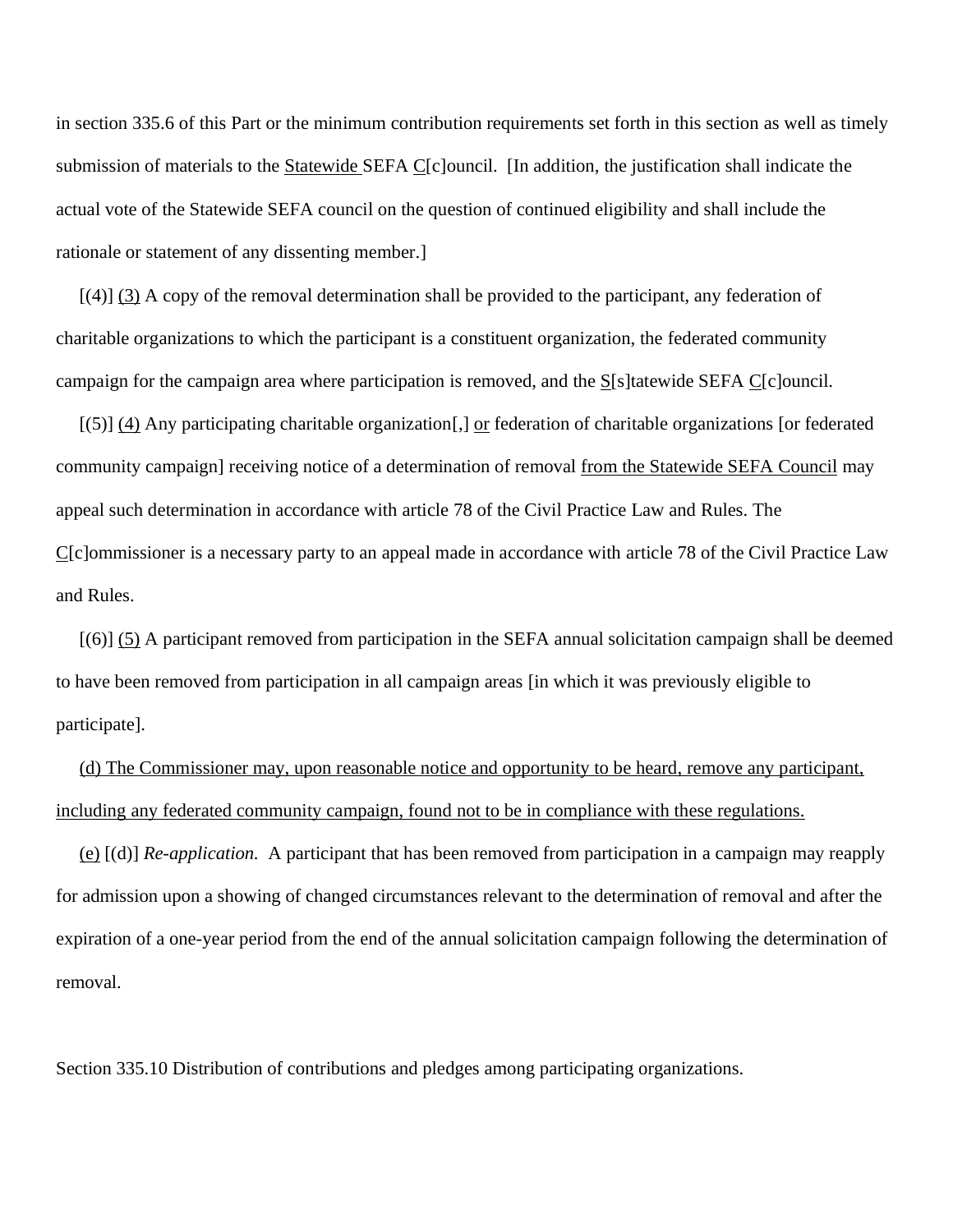in section 335.6 of this Part or the minimum contribution requirements set forth in this section as well as timely submission of materials to the Statewide SEFA C[c]ouncil. [In addition, the justification shall indicate the actual vote of the Statewide SEFA council on the question of continued eligibility and shall include the rationale or statement of any dissenting member.]

[(4)] (3) A copy of the removal determination shall be provided to the participant, any federation of charitable organizations to which the participant is a constituent organization, the federated community campaign for the campaign area where participation is removed, and the S[s]tatewide SEFA C[c]ouncil.

[(5)] (4) Any participating charitable organization[,] or federation of charitable organizations [or federated community campaign] receiving notice of a determination of removal from the Statewide SEFA Council may appeal such determination in accordance with article 78 of the Civil Practice Law and Rules. The C[c]ommissioner is a necessary party to an appeal made in accordance with article 78 of the Civil Practice Law and Rules.

[(6)] (5) A participant removed from participation in the SEFA annual solicitation campaign shall be deemed to have been removed from participation in all campaign areas [in which it was previously eligible to participate].

(d) The Commissioner may, upon reasonable notice and opportunity to be heard, remove any participant, including any federated community campaign, found not to be in compliance with these regulations.

(e) [(d)] *Re-application.* A participant that has been removed from participation in a campaign may reapply for admission upon a showing of changed circumstances relevant to the determination of removal and after the expiration of a one-year period from the end of the annual solicitation campaign following the determination of removal.

Section 335.10 Distribution of contributions and pledges among participating organizations.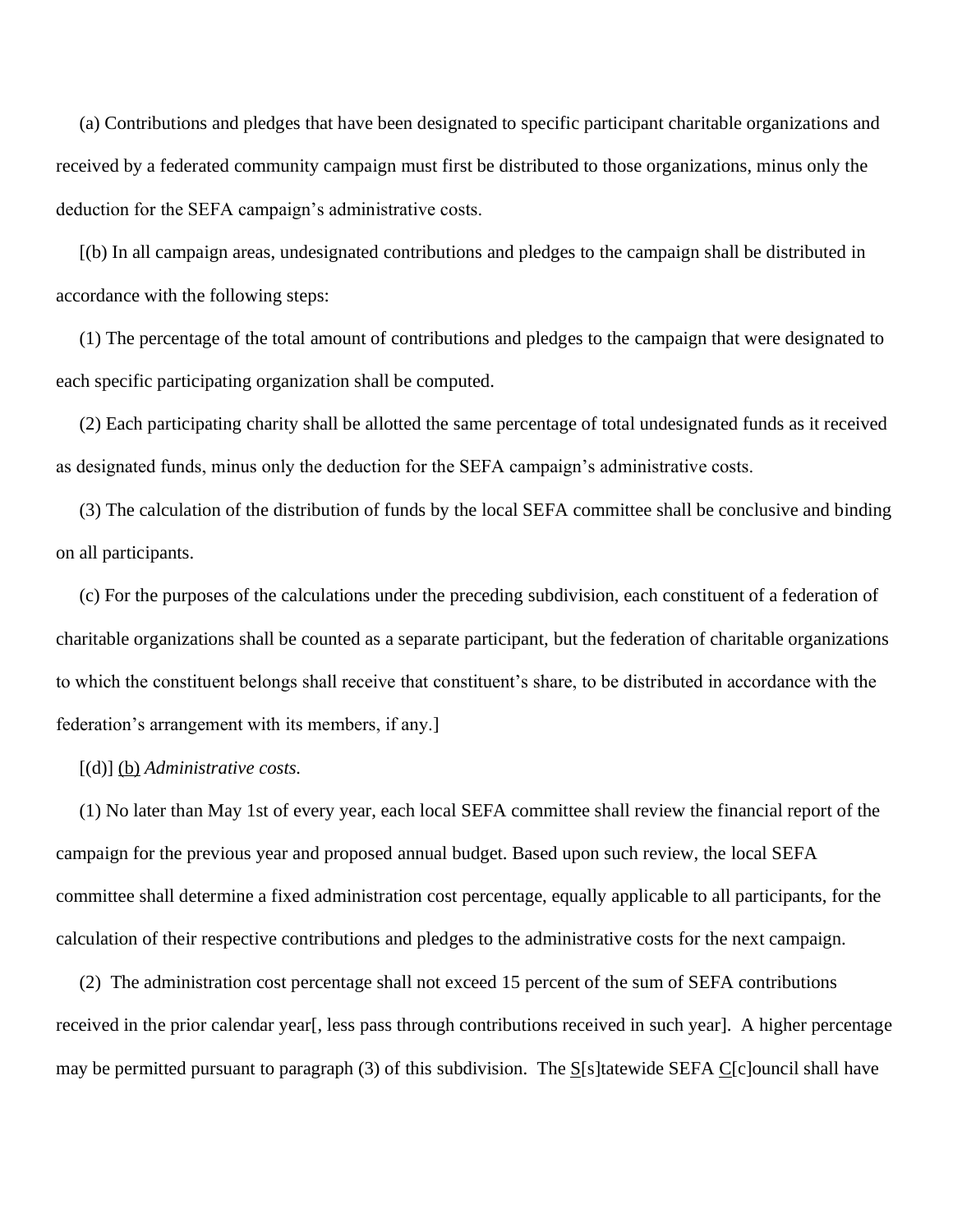(a) Contributions and pledges that have been designated to specific participant charitable organizations and received by a federated community campaign must first be distributed to those organizations, minus only the deduction for the SEFA campaign's administrative costs.

[(b) In all campaign areas, undesignated contributions and pledges to the campaign shall be distributed in accordance with the following steps:

(1) The percentage of the total amount of contributions and pledges to the campaign that were designated to each specific participating organization shall be computed.

(2) Each participating charity shall be allotted the same percentage of total undesignated funds as it received as designated funds, minus only the deduction for the SEFA campaign's administrative costs.

(3) The calculation of the distribution of funds by the local SEFA committee shall be conclusive and binding on all participants.

(c) For the purposes of the calculations under the preceding subdivision, each constituent of a federation of charitable organizations shall be counted as a separate participant, but the federation of charitable organizations to which the constituent belongs shall receive that constituent's share, to be distributed in accordance with the federation's arrangement with its members, if any.]

[(d)] <u>(b)</u> *Administrative costs.*

(1) No later than May 1st of every year, each local SEFA committee shall review the financial report of the campaign for the previous year and proposed annual budget. Based upon such review, the local SEFA committee shall determine a fixed administration cost percentage, equally applicable to all participants, for the calculation of their respective contributions and pledges to the administrative costs for the next campaign.

(2) The administration cost percentage shall not exceed 15 percent of the sum of SEFA contributions received in the prior calendar year[, less pass through contributions received in such year]. A higher percentage may be permitted pursuant to paragraph (3) of this subdivision. The <u>S</u>[s]tatewide SEFA <u>C</u>[c]ouncil shall have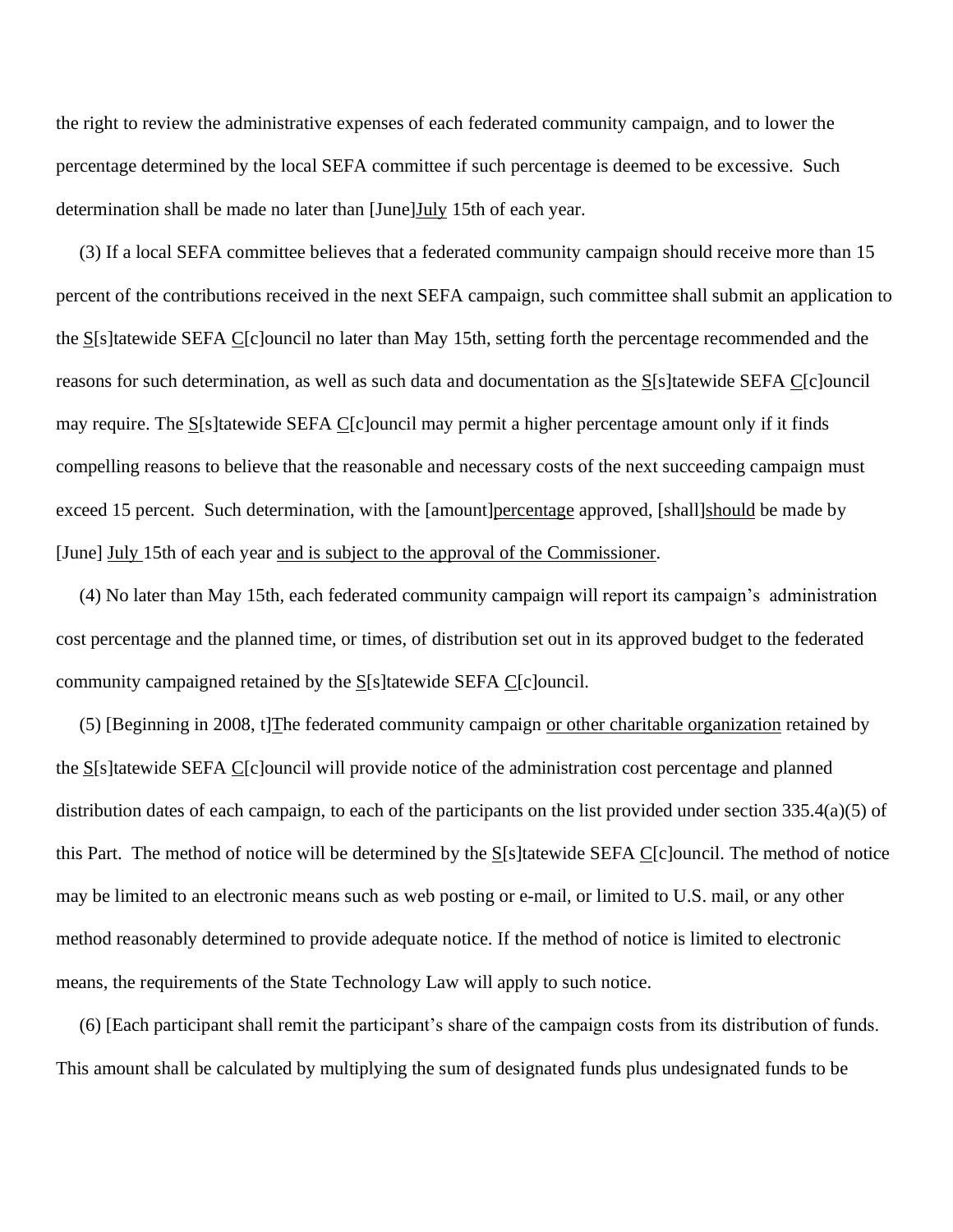the right to review the administrative expenses of each federated community campaign, and to lower the percentage determined by the local SEFA committee if such percentage is deemed to be excessive. Such determination shall be made no later than [June]July 15th of each year.

(3) If a local SEFA committee believes that a federated community campaign should receive more than 15 percent of the contributions received in the next SEFA campaign, such committee shall submit an application to the S[s]tatewide SEFA C[c]ouncil no later than May 15th, setting forth the percentage recommended and the reasons for such determination, as well as such data and documentation as the S[s]tatewide SEFA C[c]ouncil may require. The S[s]tatewide SEFA C[c]ouncil may permit a higher percentage amount only if it finds compelling reasons to believe that the reasonable and necessary costs of the next succeeding campaign must exceed 15 percent. Such determination, with the [amount]percentage approved, [shall]should be made by [June] July 15th of each year and is subject to the approval of the Commissioner.

(4) No later than May 15th, each federated community campaign will report its campaign's administration cost percentage and the planned time, or times, of distribution set out in its approved budget to the federated community campaigned retained by the S[s]tatewide SEFA C[c]ouncil.

(5) [Beginning in 2008, t]The federated community campaign or other charitable organization retained by the S[s]tatewide SEFA C[c]ouncil will provide notice of the administration cost percentage and planned distribution dates of each campaign, to each of the participants on the list provided under section 335.4(a)(5) of this Part. The method of notice will be determined by the S[s]tatewide SEFA C[c]ouncil. The method of notice may be limited to an electronic means such as web posting or e-mail, or limited to U.S. mail, or any other method reasonably determined to provide adequate notice. If the method of notice is limited to electronic means, the requirements of the State Technology Law will apply to such notice.

(6) [Each participant shall remit the participant's share of the campaign costs from its distribution of funds. This amount shall be calculated by multiplying the sum of designated funds plus undesignated funds to be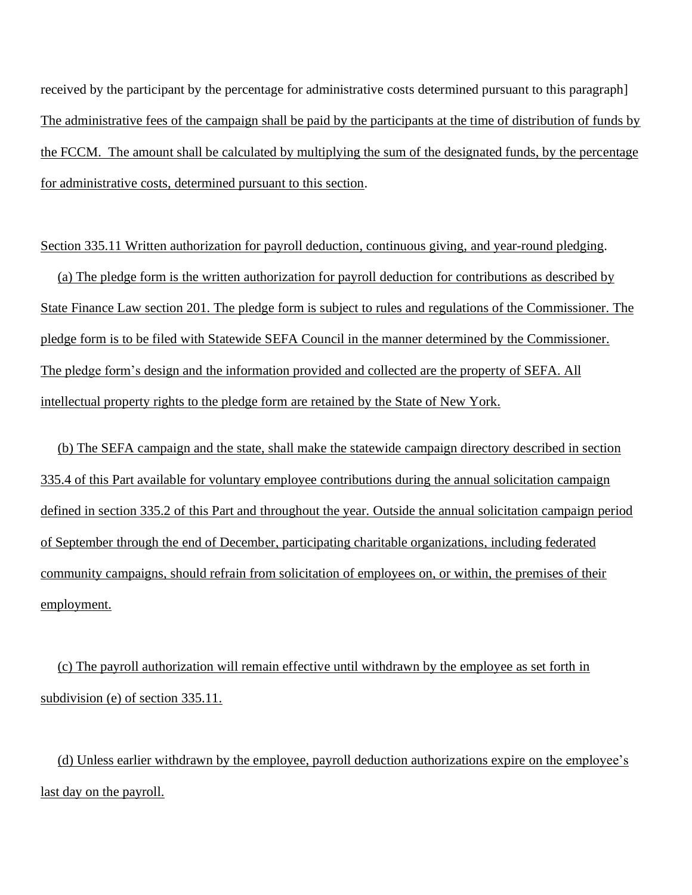received by the participant by the percentage for administrative costs determined pursuant to this paragraph] The administrative fees of the campaign shall be paid by the participants at the time of distribution of funds by the FCCM. The amount shall be calculated by multiplying the sum of the designated funds, by the percentage for administrative costs, determined pursuant to this section.

Section 335.11 Written authorization for payroll deduction, continuous giving, and year-round pledging.

(a) The pledge form is the written authorization for payroll deduction for contributions as described by State Finance Law section 201. The pledge form is subject to rules and regulations of the Commissioner. The pledge form is to be filed with Statewide SEFA Council in the manner determined by the Commissioner. The pledge form's design and the information provided and collected are the property of SEFA. All intellectual property rights to the pledge form are retained by the State of New York.

(b) The SEFA campaign and the state, shall make the statewide campaign directory described in section 335.4 of this Part available for voluntary employee contributions during the annual solicitation campaign defined in section 335.2 of this Part and throughout the year. Outside the annual solicitation campaign period of September through the end of December, participating charitable organizations, including federated community campaigns, should refrain from solicitation of employees on, or within, the premises of their employment.

(c) The payroll authorization will remain effective until withdrawn by the employee as set forth in subdivision (e) of section 335.11.

(d) Unless earlier withdrawn by the employee, payroll deduction authorizations expire on the employee's last day on the payroll.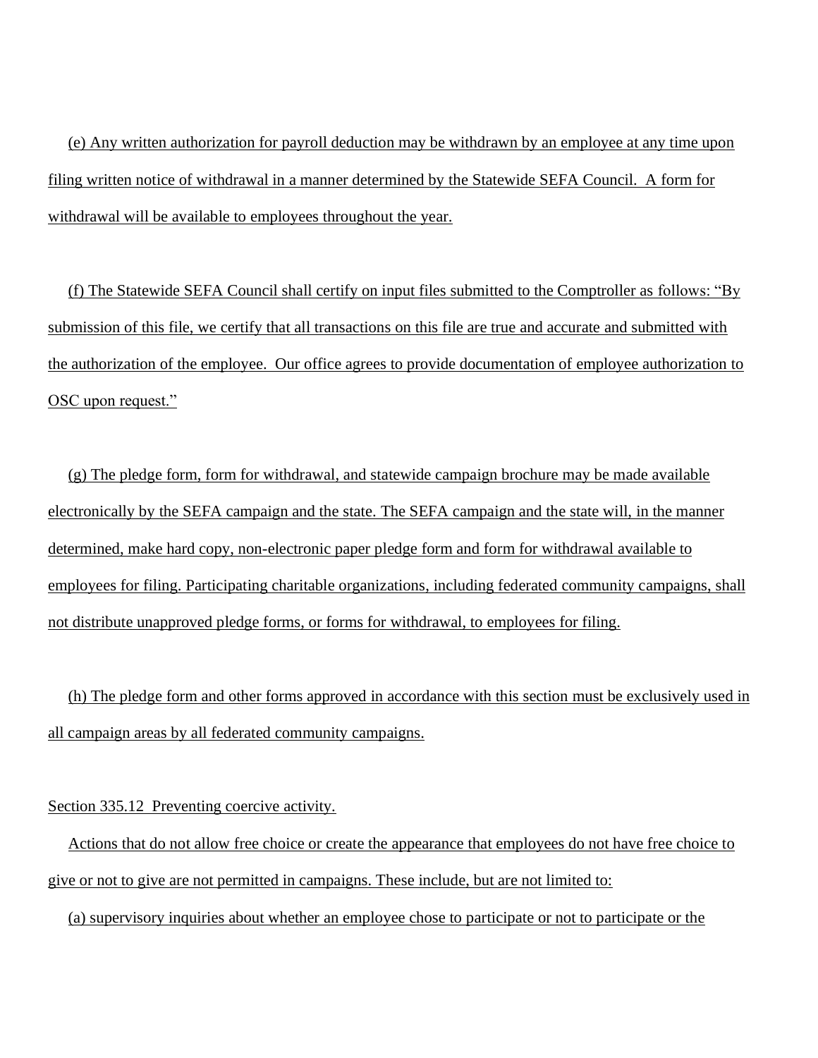(e) Any written authorization for payroll deduction may be withdrawn by an employee at any time upon filing written notice of withdrawal in a manner determined by the Statewide SEFA Council. A form for withdrawal will be available to employees throughout the year.

(f) The Statewide SEFA Council shall certify on input files submitted to the Comptroller as follows: "By submission of this file, we certify that all transactions on this file are true and accurate and submitted with the authorization of the employee. Our office agrees to provide documentation of employee authorization to OSC upon request."

(g) The pledge form, form for withdrawal, and statewide campaign brochure may be made available electronically by the SEFA campaign and the state. The SEFA campaign and the state will, in the manner determined, make hard copy, non-electronic paper pledge form and form for withdrawal available to employees for filing. Participating charitable organizations, including federated community campaigns, shall not distribute unapproved pledge forms, or forms for withdrawal, to employees for filing.

(h) The pledge form and other forms approved in accordance with this section must be exclusively used in all campaign areas by all federated community campaigns.

Section 335.12 Preventing coercive activity.

Actions that do not allow free choice or create the appearance that employees do not have free choice to give or not to give are not permitted in campaigns. These include, but are not limited to:

(a) supervisory inquiries about whether an employee chose to participate or not to participate or the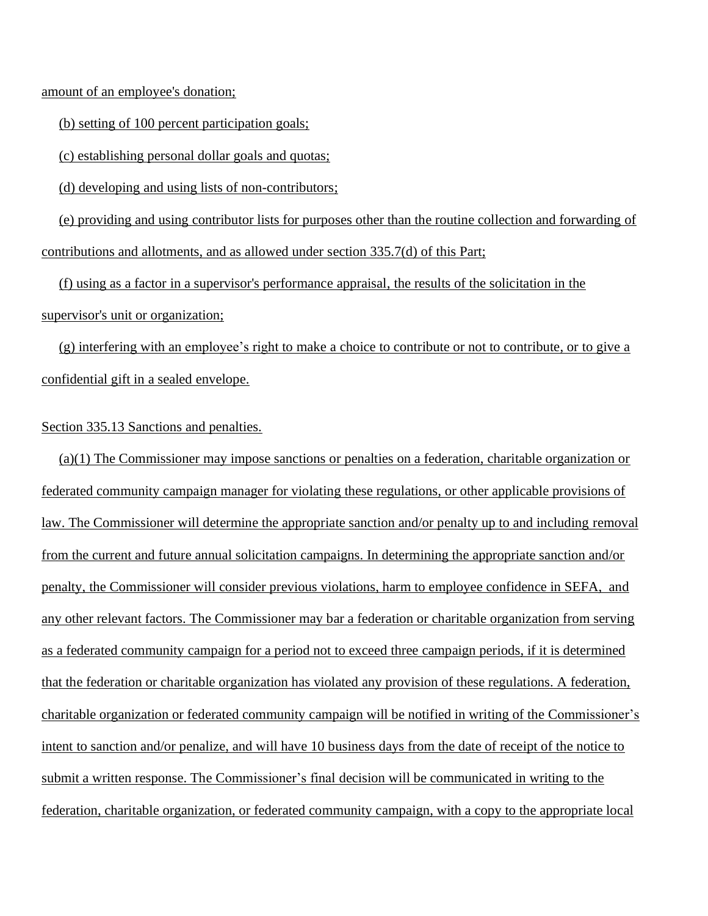amount of an employee's donation;

(b) setting of 100 percent participation goals;

(c) establishing personal dollar goals and quotas;

(d) developing and using lists of non-contributors;

(e) providing and using contributor lists for purposes other than the routine collection and forwarding of contributions and allotments, and as allowed under section 335.7(d) of this Part;

(f) using as a factor in a supervisor's performance appraisal, the results of the solicitation in the supervisor's unit or organization;

(g) interfering with an employee's right to make a choice to contribute or not to contribute, or to give a confidential gift in a sealed envelope.

Section 335.13 Sanctions and penalties.

(a)(1) The Commissioner may impose sanctions or penalties on a federation, charitable organization or federated community campaign manager for violating these regulations, or other applicable provisions of law. The Commissioner will determine the appropriate sanction and/or penalty up to and including removal from the current and future annual solicitation campaigns. In determining the appropriate sanction and/or penalty, the Commissioner will consider previous violations, harm to employee confidence in SEFA, and any other relevant factors. The Commissioner may bar a federation or charitable organization from serving as a federated community campaign for a period not to exceed three campaign periods, if it is determined that the federation or charitable organization has violated any provision of these regulations. A federation, charitable organization or federated community campaign will be notified in writing of the Commissioner's intent to sanction and/or penalize, and will have 10 business days from the date of receipt of the notice to submit a written response. The Commissioner's final decision will be communicated in writing to the federation, charitable organization, or federated community campaign, with a copy to the appropriate local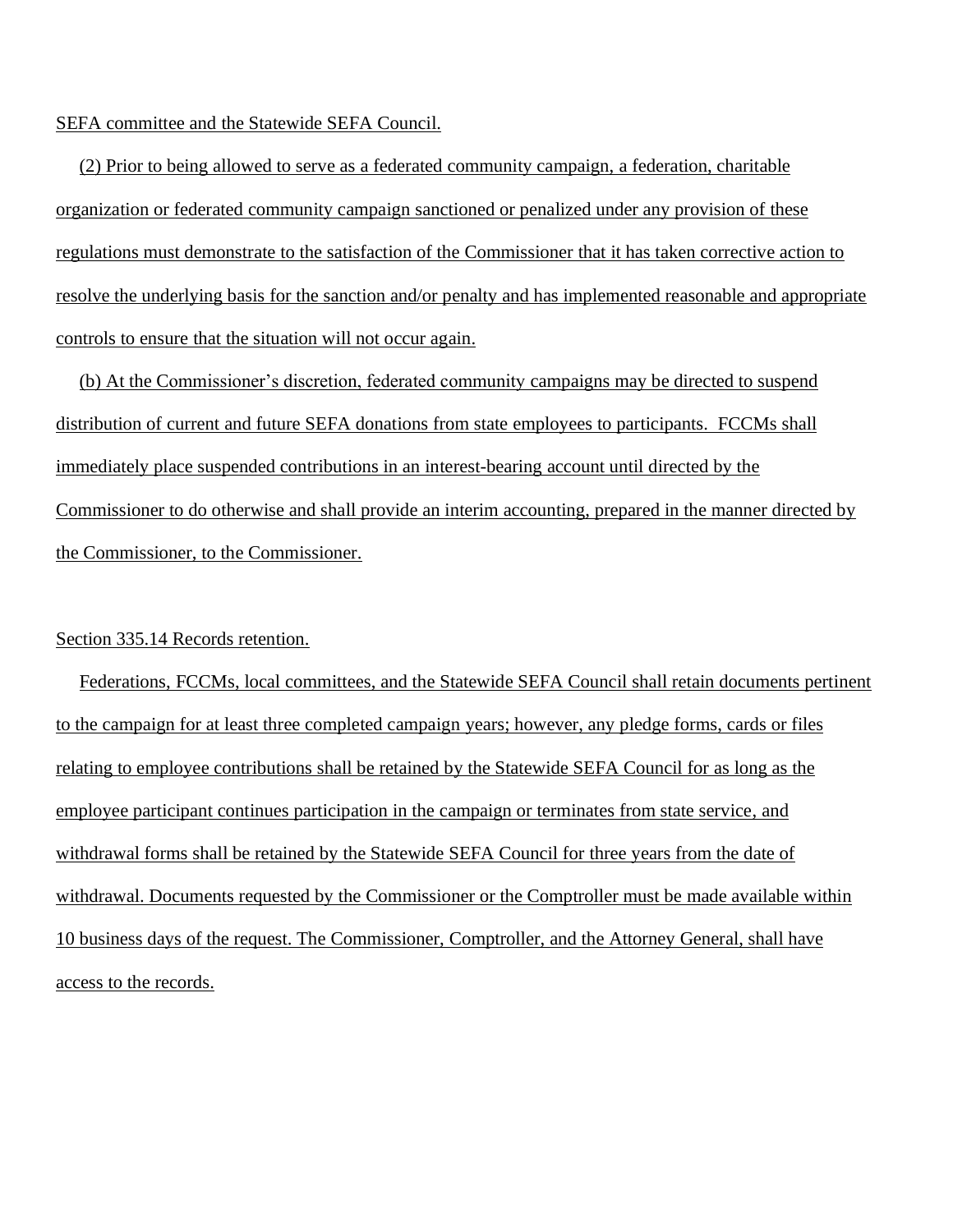SEFA committee and the Statewide SEFA Council.

(2) Prior to being allowed to serve as a federated community campaign, a federation, charitable organization or federated community campaign sanctioned or penalized under any provision of these regulations must demonstrate to the satisfaction of the Commissioner that it has taken corrective action to resolve the underlying basis for the sanction and/or penalty and has implemented reasonable and appropriate controls to ensure that the situation will not occur again.

(b) At the Commissioner's discretion, federated community campaigns may be directed to suspend distribution of current and future SEFA donations from state employees to participants. FCCMs shall immediately place suspended contributions in an interest-bearing account until directed by the Commissioner to do otherwise and shall provide an interim accounting, prepared in the manner directed by the Commissioner, to the Commissioner.

Section 335.14 Records retention.

Federations, FCCMs, local committees, and the Statewide SEFA Council shall retain documents pertinent to the campaign for at least three completed campaign years; however, any pledge forms, cards or files relating to employee contributions shall be retained by the Statewide SEFA Council for as long as the employee participant continues participation in the campaign or terminates from state service, and withdrawal forms shall be retained by the Statewide SEFA Council for three years from the date of withdrawal. Documents requested by the Commissioner or the Comptroller must be made available within 10 business days of the request. The Commissioner, Comptroller, and the Attorney General, shall have access to the records.